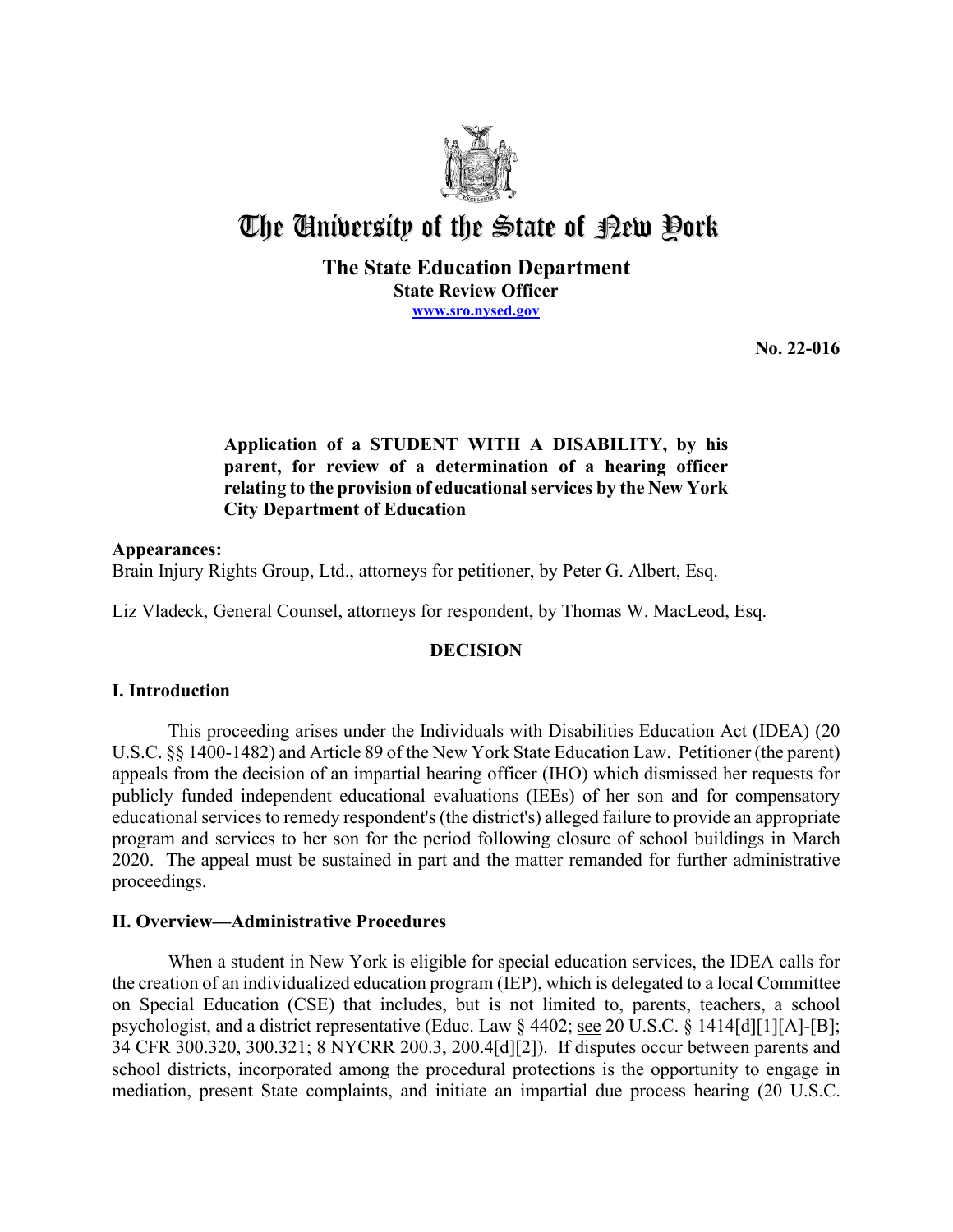# The University of the State of New York

**The State Education Department**
**State Review Officer**
**www.sro.nysed.gov**

**No. 22-016**

**Application of a STUDENT WITH A DISABILITY, by his parent, for review of a determination of a hearing officer relating to the provision of educational services by the New York City Department of Education**

**Appearances:**
Brain Injury Rights Group, Ltd., attorneys for petitioner, by Peter G. Albert, Esq.

Liz Vladeck, General Counsel, attorneys for respondent, by Thomas W. MacLeod, Esq.

## DECISION

### I. Introduction

This proceeding arises under the Individuals with Disabilities Education Act (IDEA) (20 U.S.C. §§ 1400-1482) and Article 89 of the New York State Education Law. Petitioner (the parent) appeals from the decision of an impartial hearing officer (IHO) which dismissed her requests for publicly funded independent educational evaluations (IEEs) of her son and for compensatory educational services to remedy respondent's (the district's) alleged failure to provide an appropriate program and services to her son for the period following closure of school buildings in March 2020. The appeal must be sustained in part and the matter remanded for further administrative proceedings.

### II. Overview—Administrative Procedures

When a student in New York is eligible for special education services, the IDEA calls for the creation of an individualized education program (IEP), which is delegated to a local Committee on Special Education (CSE) that includes, but is not limited to, parents, teachers, a school psychologist, and a district representative (Educ. Law § 4402; see 20 U.S.C. § 1414[d][1][A]-[B]; 34 CFR 300.320, 300.321; 8 NYCRR 200.3, 200.4[d][2]). If disputes occur between parents and school districts, incorporated among the procedural protections is the opportunity to engage in mediation, present State complaints, and initiate an impartial due process hearing (20 U.S.C.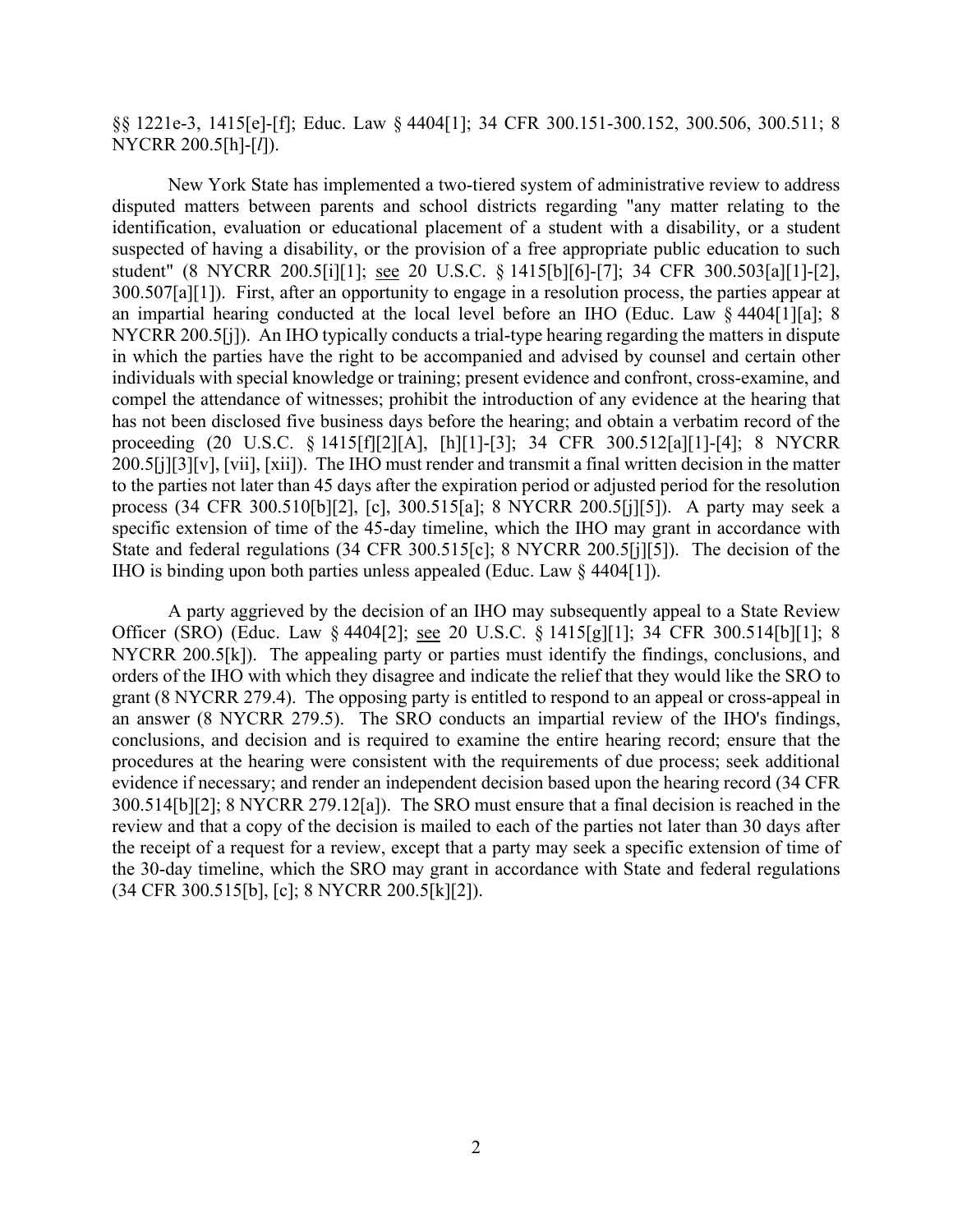§§ 1221e-3, 1415[e]-[f]; Educ. Law § 4404[1]; 34 CFR 300.151-300.152, 300.506, 300.511; 8 NYCRR 200.5[h]-[*l*]).

New York State has implemented a two-tiered system of administrative review to address disputed matters between parents and school districts regarding "any matter relating to the identification, evaluation or educational placement of a student with a disability, or a student suspected of having a disability, or the provision of a free appropriate public education to such student" (8 NYCRR 200.5[i][1]; see 20 U.S.C. § 1415[b][6]-[7]; 34 CFR 300.503[a][1]-[2], 300.507[a][1]). First, after an opportunity to engage in a resolution process, the parties appear at an impartial hearing conducted at the local level before an IHO (Educ. Law § 4404[1][a]; 8 NYCRR 200.5[j]). An IHO typically conducts a trial-type hearing regarding the matters in dispute in which the parties have the right to be accompanied and advised by counsel and certain other individuals with special knowledge or training; present evidence and confront, cross-examine, and compel the attendance of witnesses; prohibit the introduction of any evidence at the hearing that has not been disclosed five business days before the hearing; and obtain a verbatim record of the proceeding (20 U.S.C. § 1415[f][2][A], [h][1]-[3]; 34 CFR 300.512[a][1]-[4]; 8 NYCRR 200.5[j][3][v], [vii], [xii]). The IHO must render and transmit a final written decision in the matter to the parties not later than 45 days after the expiration period or adjusted period for the resolution process (34 CFR 300.510[b][2], [c], 300.515[a]; 8 NYCRR 200.5[j][5]). A party may seek a specific extension of time of the 45-day timeline, which the IHO may grant in accordance with State and federal regulations (34 CFR 300.515[c]; 8 NYCRR 200.5[j][5]). The decision of the IHO is binding upon both parties unless appealed (Educ. Law § 4404[1]).

A party aggrieved by the decision of an IHO may subsequently appeal to a State Review Officer (SRO) (Educ. Law § 4404[2]; see 20 U.S.C. § 1415[g][1]; 34 CFR 300.514[b][1]; 8 NYCRR 200.5[k]). The appealing party or parties must identify the findings, conclusions, and orders of the IHO with which they disagree and indicate the relief that they would like the SRO to grant (8 NYCRR 279.4). The opposing party is entitled to respond to an appeal or cross-appeal in an answer (8 NYCRR 279.5). The SRO conducts an impartial review of the IHO's findings, conclusions, and decision and is required to examine the entire hearing record; ensure that the procedures at the hearing were consistent with the requirements of due process; seek additional evidence if necessary; and render an independent decision based upon the hearing record (34 CFR 300.514[b][2]; 8 NYCRR 279.12[a]). The SRO must ensure that a final decision is reached in the review and that a copy of the decision is mailed to each of the parties not later than 30 days after the receipt of a request for a review, except that a party may seek a specific extension of time of the 30-day timeline, which the SRO may grant in accordance with State and federal regulations (34 CFR 300.515[b], [c]; 8 NYCRR 200.5[k][2]).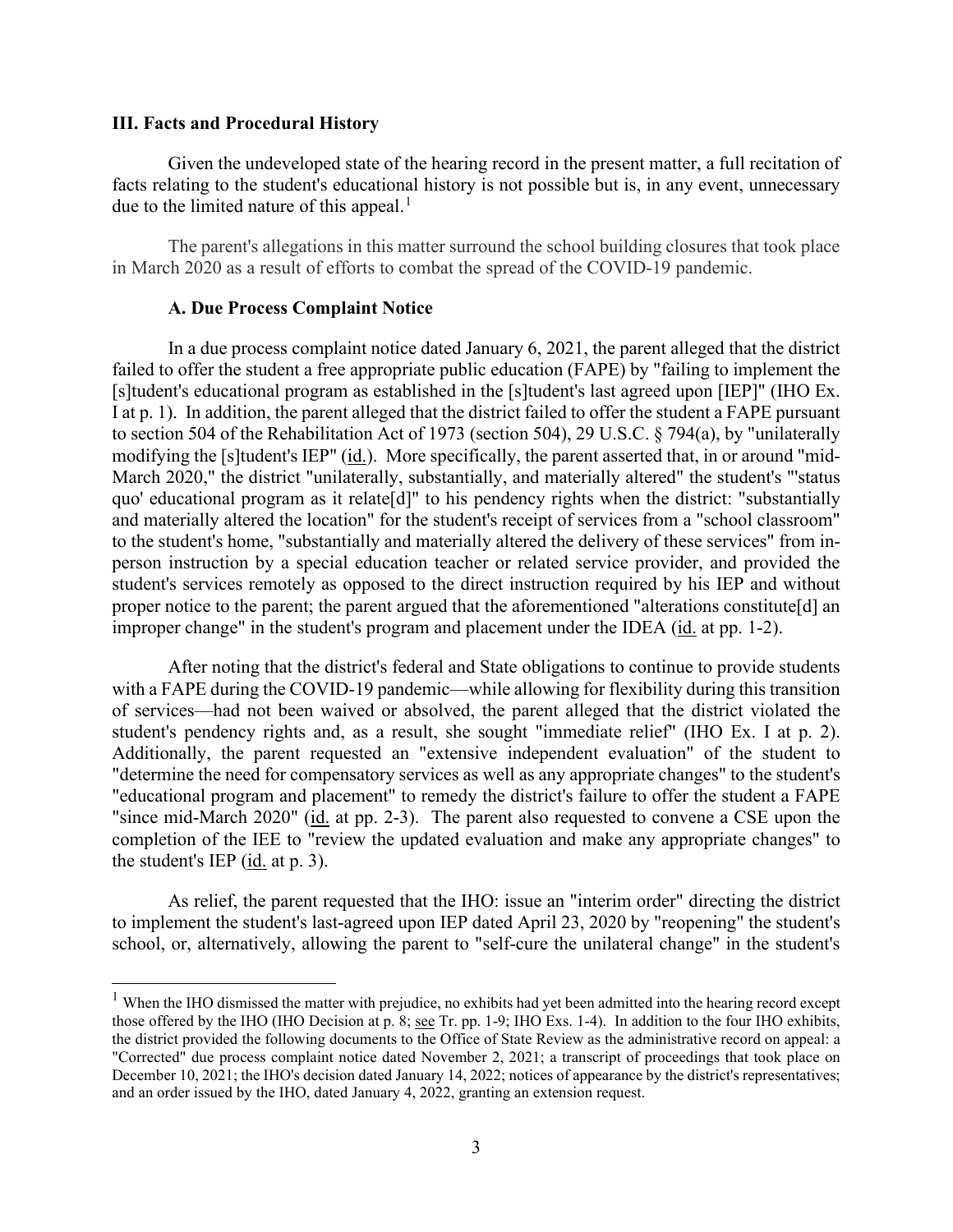## III. Facts and Procedural History

Given the undeveloped state of the hearing record in the present matter, a full recitation of facts relating to the student's educational history is not possible but is, in any event, unnecessary due to the limited nature of this appeal.[1]

The parent's allegations in this matter surround the school building closures that took place in March 2020 as a result of efforts to combat the spread of the COVID-19 pandemic.

### A. Due Process Complaint Notice

In a due process complaint notice dated January 6, 2021, the parent alleged that the district failed to offer the student a free appropriate public education (FAPE) by "failing to implement the [s]tudent's educational program as established in the [s]tudent's last agreed upon [IEP]" (IHO Ex. I at p. 1). In addition, the parent alleged that the district failed to offer the student a FAPE pursuant to section 504 of the Rehabilitation Act of 1973 (section 504), 29 U.S.C. § 794(a), by "unilaterally modifying the [s]tudent's IEP" (id.). More specifically, the parent asserted that, in or around "mid-March 2020," the district "unilaterally, substantially, and materially altered" the student's "'status quo' educational program as it relate[d]" to his pendency rights when the district: "substantially and materially altered the location" for the student's receipt of services from a "school classroom" to the student's home, "substantially and materially altered the delivery of these services" from in-person instruction by a special education teacher or related service provider, and provided the student's services remotely as opposed to the direct instruction required by his IEP and without proper notice to the parent; the parent argued that the aforementioned "alterations constitute[d] an improper change" in the student's program and placement under the IDEA (id. at pp. 1-2).

After noting that the district's federal and State obligations to continue to provide students with a FAPE during the COVID-19 pandemic—while allowing for flexibility during this transition of services—had not been waived or absolved, the parent alleged that the district violated the student's pendency rights and, as a result, she sought "immediate relief" (IHO Ex. I at p. 2). Additionally, the parent requested an "extensive independent evaluation" of the student to "determine the need for compensatory services as well as any appropriate changes" to the student's "educational program and placement" to remedy the district's failure to offer the student a FAPE "since mid-March 2020" (id. at pp. 2-3). The parent also requested to convene a CSE upon the completion of the IEE to "review the updated evaluation and make any appropriate changes" to the student's IEP (id. at p. 3).

As relief, the parent requested that the IHO: issue an "interim order" directing the district to implement the student's last-agreed upon IEP dated April 23, 2020 by "reopening" the student's school, or, alternatively, allowing the parent to "self-cure the unilateral change" in the student's

---

[1] When the IHO dismissed the matter with prejudice, no exhibits had yet been admitted into the hearing record except those offered by the IHO (IHO Decision at p. 8; see Tr. pp. 1-9; IHO Exs. 1-4). In addition to the four IHO exhibits, the district provided the following documents to the Office of State Review as the administrative record on appeal: a "Corrected" due process complaint notice dated November 2, 2021; a transcript of proceedings that took place on December 10, 2021; the IHO's decision dated January 14, 2022; notices of appearance by the district's representatives; and an order issued by the IHO, dated January 4, 2022, granting an extension request.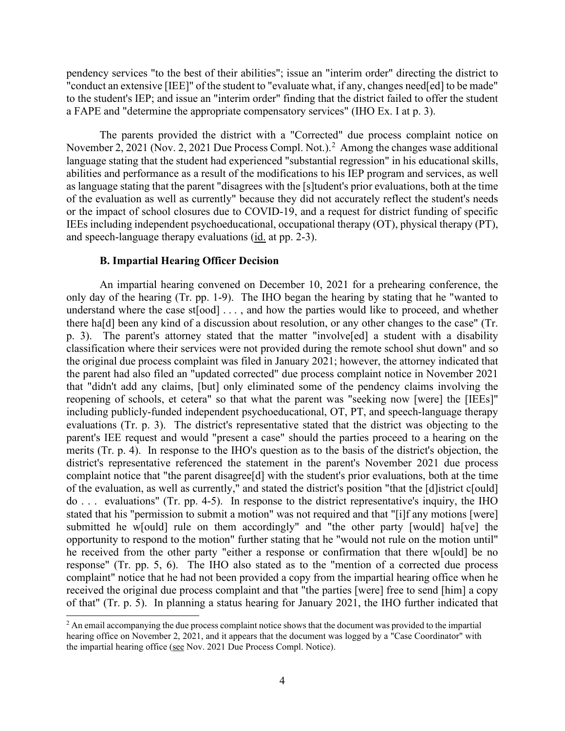pendency services "to the best of their abilities"; issue an "interim order" directing the district to "conduct an extensive [IEE]" of the student to "evaluate what, if any, changes need[ed] to be made" to the student's IEP; and issue an "interim order" finding that the district failed to offer the student a FAPE and "determine the appropriate compensatory services" (IHO Ex. I at p. 3).

The parents provided the district with a "Corrected" due process complaint notice on November 2, 2021 (Nov. 2, 2021 Due Process Compl. Not.).[2] Among the changes wase additional language stating that the student had experienced "substantial regression" in his educational skills, abilities and performance as a result of the modifications to his IEP program and services, as well as language stating that the parent "disagrees with the [s]tudent's prior evaluations, both at the time of the evaluation as well as currently" because they did not accurately reflect the student's needs or the impact of school closures due to COVID-19, and a request for district funding of specific IEEs including independent psychoeducational, occupational therapy (OT), physical therapy (PT), and speech-language therapy evaluations (id. at pp. 2-3).

### B. Impartial Hearing Officer Decision

An impartial hearing convened on December 10, 2021 for a prehearing conference, the only day of the hearing (Tr. pp. 1-9). The IHO began the hearing by stating that he "wanted to understand where the case st[ood] . . . , and how the parties would like to proceed, and whether there ha[d] been any kind of a discussion about resolution, or any other changes to the case" (Tr. p. 3). The parent's attorney stated that the matter "involve[ed] a student with a disability classification where their services were not provided during the remote school shut down" and so the original due process complaint was filed in January 2021; however, the attorney indicated that the parent had also filed an "updated corrected" due process complaint notice in November 2021 that "didn't add any claims, [but] only eliminated some of the pendency claims involving the reopening of schools, et cetera" so that what the parent was "seeking now [were] the [IEEs]" including publicly-funded independent psychoeducational, OT, PT, and speech-language therapy evaluations (Tr. p. 3). The district's representative stated that the district was objecting to the parent's IEE request and would "present a case" should the parties proceed to a hearing on the merits (Tr. p. 4). In response to the IHO's question as to the basis of the district's objection, the district's representative referenced the statement in the parent's November 2021 due process complaint notice that "the parent disagree[d] with the student's prior evaluations, both at the time of the evaluation, as well as currently," and stated the district's position "that the [d]istrict c[ould] do . . . evaluations" (Tr. pp. 4-5). In response to the district representative's inquiry, the IHO stated that his "permission to submit a motion" was not required and that "[i]f any motions [were] submitted he w[ould] rule on them accordingly" and "the other party [would] ha[ve] the opportunity to respond to the motion" further stating that he "would not rule on the motion until" he received from the other party "either a response or confirmation that there w[ould] be no response" (Tr. pp. 5, 6). The IHO also stated as to the "mention of a corrected due process complaint" notice that he had not been provided a copy from the impartial hearing office when he received the original due process complaint and that "the parties [were] free to send [him] a copy of that" (Tr. p. 5). In planning a status hearing for January 2021, the IHO further indicated that

[2] An email accompanying the due process complaint notice shows that the document was provided to the impartial hearing office on November 2, 2021, and it appears that the document was logged by a "Case Coordinator" with the impartial hearing office (see Nov. 2021 Due Process Compl. Notice).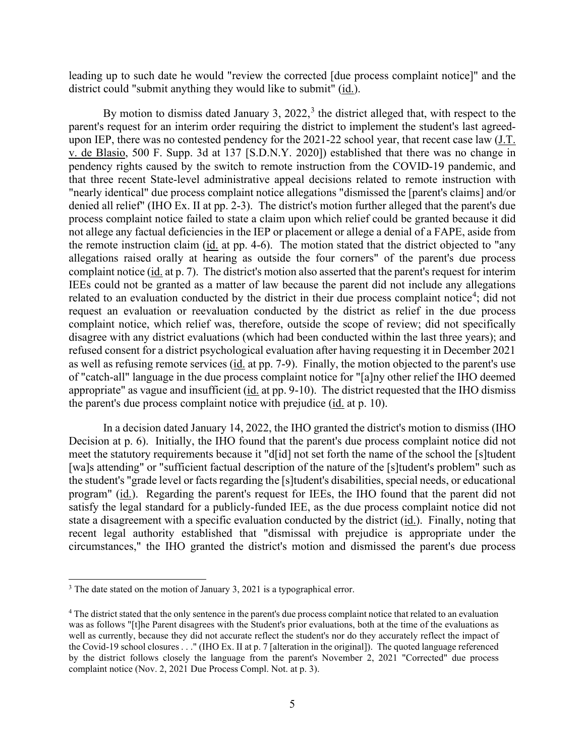leading up to such date he would "review the corrected [due process complaint notice]" and the district could "submit anything they would like to submit" (id.).

By motion to dismiss dated January 3, 2022,[3] the district alleged that, with respect to the parent's request for an interim order requiring the district to implement the student's last agreed-upon IEP, there was no contested pendency for the 2021-22 school year, that recent case law (J.T. v. de Blasio, 500 F. Supp. 3d at 137 [S.D.N.Y. 2020]) established that there was no change in pendency rights caused by the switch to remote instruction from the COVID-19 pandemic, and that three recent State-level administrative appeal decisions related to remote instruction with "nearly identical" due process complaint notice allegations "dismissed the [parent's claims] and/or denied all relief" (IHO Ex. II at pp. 2-3). The district's motion further alleged that the parent's due process complaint notice failed to state a claim upon which relief could be granted because it did not allege any factual deficiencies in the IEP or placement or allege a denial of a FAPE, aside from the remote instruction claim (id. at pp. 4-6). The motion stated that the district objected to "any allegations raised orally at hearing as outside the four corners" of the parent's due process complaint notice (id. at p. 7). The district's motion also asserted that the parent's request for interim IEEs could not be granted as a matter of law because the parent did not include any allegations related to an evaluation conducted by the district in their due process complaint notice[4]; did not request an evaluation or reevaluation conducted by the district as relief in the due process complaint notice, which relief was, therefore, outside the scope of review; did not specifically disagree with any district evaluations (which had been conducted within the last three years); and refused consent for a district psychological evaluation after having requesting it in December 2021 as well as refusing remote services (id. at pp. 7-9). Finally, the motion objected to the parent's use of "catch-all" language in the due process complaint notice for "[a]ny other relief the IHO deemed appropriate" as vague and insufficient (id. at pp. 9-10). The district requested that the IHO dismiss the parent's due process complaint notice with prejudice (id. at p. 10).

In a decision dated January 14, 2022, the IHO granted the district's motion to dismiss (IHO Decision at p. 6). Initially, the IHO found that the parent's due process complaint notice did not meet the statutory requirements because it "d[id] not set forth the name of the school the [s]tudent [wa]s attending" or "sufficient factual description of the nature of the [s]tudent's problem" such as the student's "grade level or facts regarding the [s]tudent's disabilities, special needs, or educational program" (id.). Regarding the parent's request for IEEs, the IHO found that the parent did not satisfy the legal standard for a publicly-funded IEE, as the due process complaint notice did not state a disagreement with a specific evaluation conducted by the district (id.). Finally, noting that recent legal authority established that "dismissal with prejudice is appropriate under the circumstances," the IHO granted the district's motion and dismissed the parent's due process

---

[3] The date stated on the motion of January 3, 2021 is a typographical error.

[4] The district stated that the only sentence in the parent's due process complaint notice that related to an evaluation was as follows "[t]he Parent disagrees with the Student's prior evaluations, both at the time of the evaluations as well as currently, because they did not accurate reflect the student's nor do they accurately reflect the impact of the Covid-19 school closures . . ." (IHO Ex. II at p. 7 [alteration in the original]). The quoted language referenced by the district follows closely the language from the parent's November 2, 2021 "Corrected" due process complaint notice (Nov. 2, 2021 Due Process Compl. Not. at p. 3).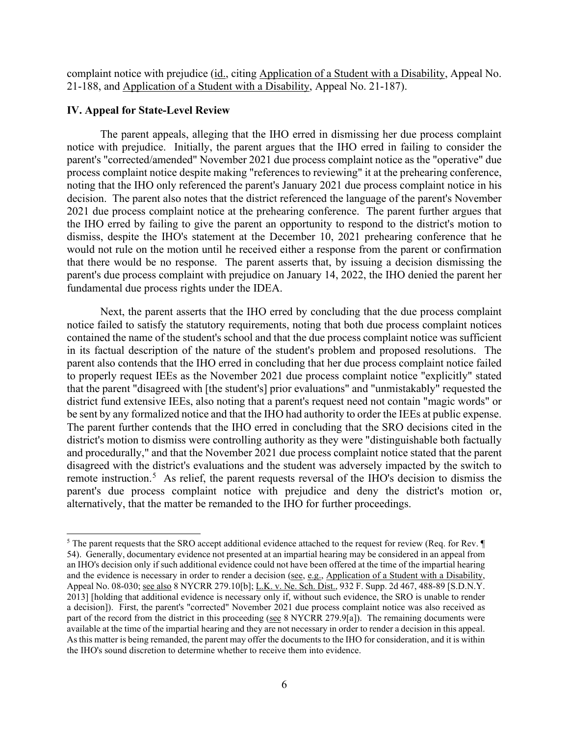complaint notice with prejudice (id., citing Application of a Student with a Disability, Appeal No. 21-188, and Application of a Student with a Disability, Appeal No. 21-187).

## IV. Appeal for State-Level Review

The parent appeals, alleging that the IHO erred in dismissing her due process complaint notice with prejudice. Initially, the parent argues that the IHO erred in failing to consider the parent's "corrected/amended" November 2021 due process complaint notice as the "operative" due process complaint notice despite making "references to reviewing" it at the prehearing conference, noting that the IHO only referenced the parent's January 2021 due process complaint notice in his decision. The parent also notes that the district referenced the language of the parent's November 2021 due process complaint notice at the prehearing conference. The parent further argues that the IHO erred by failing to give the parent an opportunity to respond to the district's motion to dismiss, despite the IHO's statement at the December 10, 2021 prehearing conference that he would not rule on the motion until he received either a response from the parent or confirmation that there would be no response. The parent asserts that, by issuing a decision dismissing the parent's due process complaint with prejudice on January 14, 2022, the IHO denied the parent her fundamental due process rights under the IDEA.

Next, the parent asserts that the IHO erred by concluding that the due process complaint notice failed to satisfy the statutory requirements, noting that both due process complaint notices contained the name of the student's school and that the due process complaint notice was sufficient in its factual description of the nature of the student's problem and proposed resolutions. The parent also contends that the IHO erred in concluding that her due process complaint notice failed to properly request IEEs as the November 2021 due process complaint notice "explicitly" stated that the parent "disagreed with [the student's] prior evaluations" and "unmistakably" requested the district fund extensive IEEs, also noting that a parent's request need not contain "magic words" or be sent by any formalized notice and that the IHO had authority to order the IEEs at public expense. The parent further contends that the IHO erred in concluding that the SRO decisions cited in the district's motion to dismiss were controlling authority as they were "distinguishable both factually and procedurally," and that the November 2021 due process complaint notice stated that the parent disagreed with the district's evaluations and the student was adversely impacted by the switch to remote instruction.[5] As relief, the parent requests reversal of the IHO's decision to dismiss the parent's due process complaint notice with prejudice and deny the district's motion or, alternatively, that the matter be remanded to the IHO for further proceedings.

---

[5] The parent requests that the SRO accept additional evidence attached to the request for review (Req. for Rev. ¶ 54). Generally, documentary evidence not presented at an impartial hearing may be considered in an appeal from an IHO's decision only if such additional evidence could not have been offered at the time of the impartial hearing and the evidence is necessary in order to render a decision (see, e.g., Application of a Student with a Disability, Appeal No. 08-030; see also 8 NYCRR 279.10[b]; L.K. v. Ne. Sch. Dist., 932 F. Supp. 2d 467, 488-89 [S.D.N.Y. 2013] [holding that additional evidence is necessary only if, without such evidence, the SRO is unable to render a decision]). First, the parent's "corrected" November 2021 due process complaint notice was also received as part of the record from the district in this proceeding (see 8 NYCRR 279.9[a]). The remaining documents were available at the time of the impartial hearing and they are not necessary in order to render a decision in this appeal. As this matter is being remanded, the parent may offer the documents to the IHO for consideration, and it is within the IHO's sound discretion to determine whether to receive them into evidence.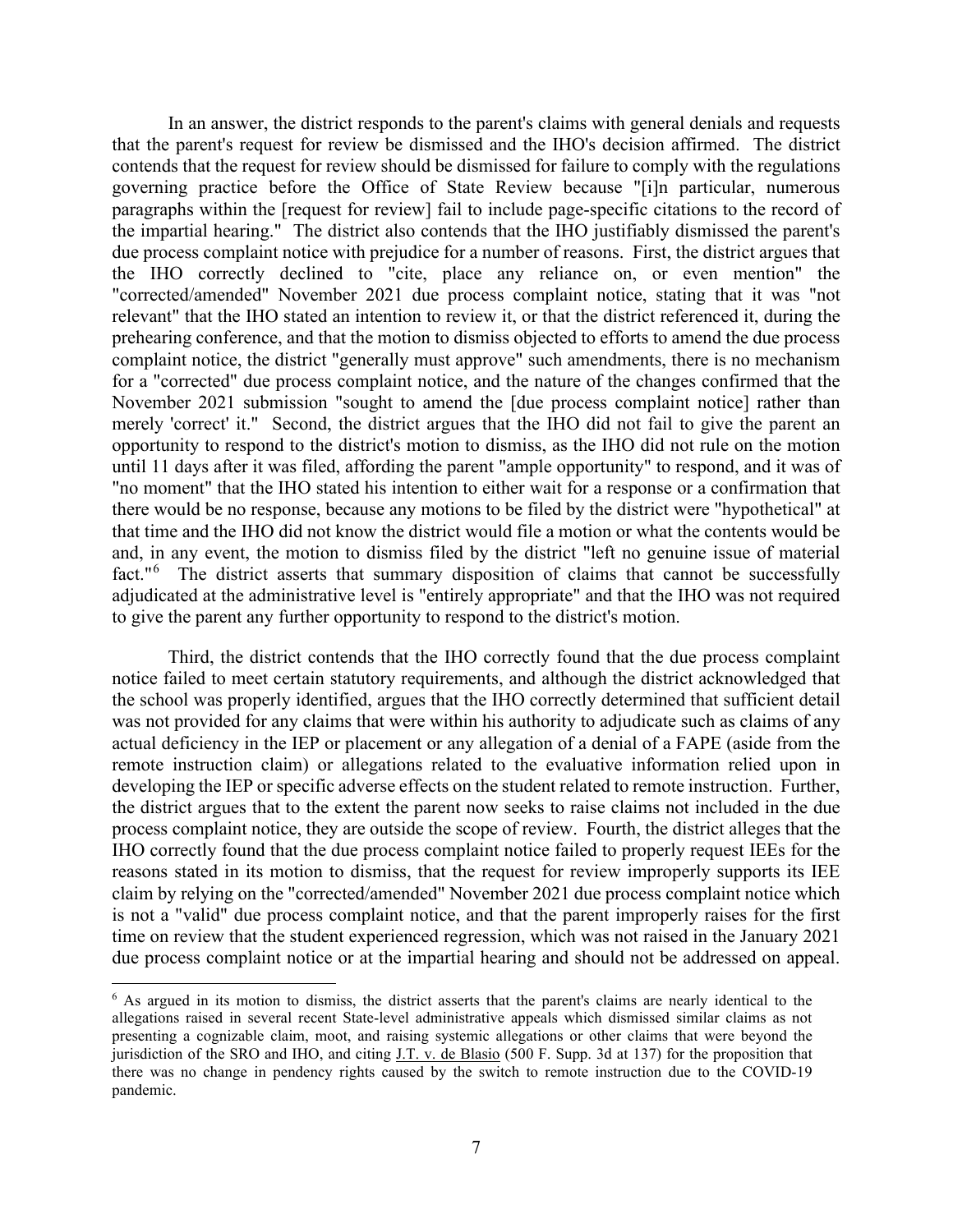In an answer, the district responds to the parent's claims with general denials and requests that the parent's request for review be dismissed and the IHO's decision affirmed. The district contends that the request for review should be dismissed for failure to comply with the regulations governing practice before the Office of State Review because "[i]n particular, numerous paragraphs within the [request for review] fail to include page-specific citations to the record of the impartial hearing." The district also contends that the IHO justifiably dismissed the parent's due process complaint notice with prejudice for a number of reasons. First, the district argues that the IHO correctly declined to "cite, place any reliance on, or even mention" the "corrected/amended" November 2021 due process complaint notice, stating that it was "not relevant" that the IHO stated an intention to review it, or that the district referenced it, during the prehearing conference, and that the motion to dismiss objected to efforts to amend the due process complaint notice, the district "generally must approve" such amendments, there is no mechanism for a "corrected" due process complaint notice, and the nature of the changes confirmed that the November 2021 submission "sought to amend the [due process complaint notice] rather than merely 'correct' it." Second, the district argues that the IHO did not fail to give the parent an opportunity to respond to the district's motion to dismiss, as the IHO did not rule on the motion until 11 days after it was filed, affording the parent "ample opportunity" to respond, and it was of "no moment" that the IHO stated his intention to either wait for a response or a confirmation that there would be no response, because any motions to be filed by the district were "hypothetical" at that time and the IHO did not know the district would file a motion or what the contents would be and, in any event, the motion to dismiss filed by the district "left no genuine issue of material fact."[6] The district asserts that summary disposition of claims that cannot be successfully adjudicated at the administrative level is "entirely appropriate" and that the IHO was not required to give the parent any further opportunity to respond to the district's motion.

Third, the district contends that the IHO correctly found that the due process complaint notice failed to meet certain statutory requirements, and although the district acknowledged that the school was properly identified, argues that the IHO correctly determined that sufficient detail was not provided for any claims that were within his authority to adjudicate such as claims of any actual deficiency in the IEP or placement or any allegation of a denial of a FAPE (aside from the remote instruction claim) or allegations related to the evaluative information relied upon in developing the IEP or specific adverse effects on the student related to remote instruction. Further, the district argues that to the extent the parent now seeks to raise claims not included in the due process complaint notice, they are outside the scope of review. Fourth, the district alleges that the IHO correctly found that the due process complaint notice failed to properly request IEEs for the reasons stated in its motion to dismiss, that the request for review improperly supports its IEE claim by relying on the "corrected/amended" November 2021 due process complaint notice which is not a "valid" due process complaint notice, and that the parent improperly raises for the first time on review that the student experienced regression, which was not raised in the January 2021 due process complaint notice or at the impartial hearing and should not be addressed on appeal.

[6] As argued in its motion to dismiss, the district asserts that the parent's claims are nearly identical to the allegations raised in several recent State-level administrative appeals which dismissed similar claims as not presenting a cognizable claim, moot, and raising systemic allegations or other claims that were beyond the jurisdiction of the SRO and IHO, and citing J.T. v. de Blasio (500 F. Supp. 3d at 137) for the proposition that there was no change in pendency rights caused by the switch to remote instruction due to the COVID-19 pandemic.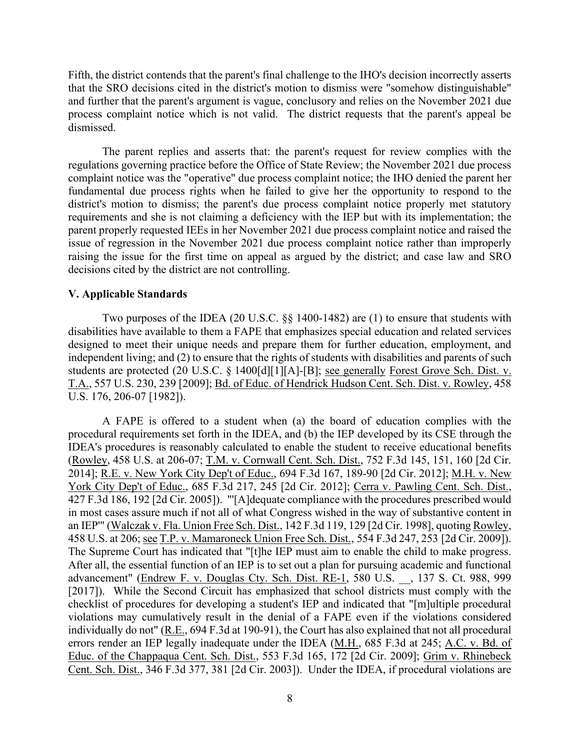Fifth, the district contends that the parent's final challenge to the IHO's decision incorrectly asserts that the SRO decisions cited in the district's motion to dismiss were "somehow distinguishable" and further that the parent's argument is vague, conclusory and relies on the November 2021 due process complaint notice which is not valid. The district requests that the parent's appeal be dismissed.

The parent replies and asserts that: the parent's request for review complies with the regulations governing practice before the Office of State Review; the November 2021 due process complaint notice was the "operative" due process complaint notice; the IHO denied the parent her fundamental due process rights when he failed to give her the opportunity to respond to the district's motion to dismiss; the parent's due process complaint notice properly met statutory requirements and she is not claiming a deficiency with the IEP but with its implementation; the parent properly requested IEEs in her November 2021 due process complaint notice and raised the issue of regression in the November 2021 due process complaint notice rather than improperly raising the issue for the first time on appeal as argued by the district; and case law and SRO decisions cited by the district are not controlling.

## V. Applicable Standards

Two purposes of the IDEA (20 U.S.C. §§ 1400-1482) are (1) to ensure that students with disabilities have available to them a FAPE that emphasizes special education and related services designed to meet their unique needs and prepare them for further education, employment, and independent living; and (2) to ensure that the rights of students with disabilities and parents of such students are protected (20 U.S.C. § 1400[d][1][A]-[B]; see generally Forest Grove Sch. Dist. v. T.A., 557 U.S. 230, 239 [2009]; Bd. of Educ. of Hendrick Hudson Cent. Sch. Dist. v. Rowley, 458 U.S. 176, 206-07 [1982]).

A FAPE is offered to a student when (a) the board of education complies with the procedural requirements set forth in the IDEA, and (b) the IEP developed by its CSE through the IDEA's procedures is reasonably calculated to enable the student to receive educational benefits (Rowley, 458 U.S. at 206-07; T.M. v. Cornwall Cent. Sch. Dist., 752 F.3d 145, 151, 160 [2d Cir. 2014]; R.E. v. New York City Dep't of Educ., 694 F.3d 167, 189-90 [2d Cir. 2012]; M.H. v. New York City Dep't of Educ., 685 F.3d 217, 245 [2d Cir. 2012]; Cerra v. Pawling Cent. Sch. Dist., 427 F.3d 186, 192 [2d Cir. 2005]). "'[A]dequate compliance with the procedures prescribed would in most cases assure much if not all of what Congress wished in the way of substantive content in an IEP'" (Walczak v. Fla. Union Free Sch. Dist., 142 F.3d 119, 129 [2d Cir. 1998], quoting Rowley, 458 U.S. at 206; see T.P. v. Mamaroneck Union Free Sch. Dist., 554 F.3d 247, 253 [2d Cir. 2009]). The Supreme Court has indicated that "[t]he IEP must aim to enable the child to make progress. After all, the essential function of an IEP is to set out a plan for pursuing academic and functional advancement" (Endrew F. v. Douglas Cty. Sch. Dist. RE-1, 580 U.S. __, 137 S. Ct. 988, 999 [2017]). While the Second Circuit has emphasized that school districts must comply with the checklist of procedures for developing a student's IEP and indicated that "[m]ultiple procedural violations may cumulatively result in the denial of a FAPE even if the violations considered individually do not" (R.E., 694 F.3d at 190-91), the Court has also explained that not all procedural errors render an IEP legally inadequate under the IDEA (M.H., 685 F.3d at 245; A.C. v. Bd. of Educ. of the Chappaqua Cent. Sch. Dist., 553 F.3d 165, 172 [2d Cir. 2009]; Grim v. Rhinebeck Cent. Sch. Dist., 346 F.3d 377, 381 [2d Cir. 2003]). Under the IDEA, if procedural violations are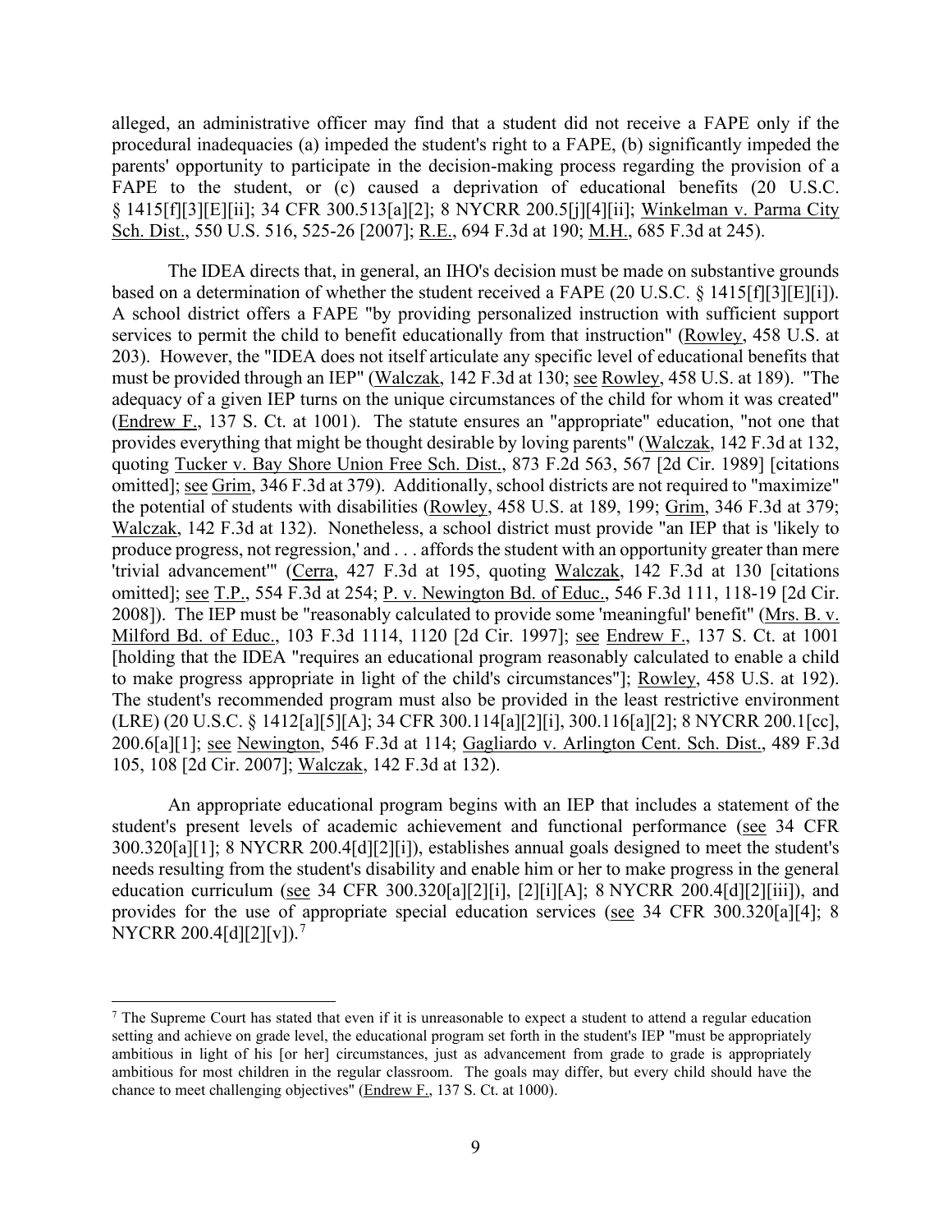alleged, an administrative officer may find that a student did not receive a FAPE only if the procedural inadequacies (a) impeded the student's right to a FAPE, (b) significantly impeded the parents' opportunity to participate in the decision-making process regarding the provision of a FAPE to the student, or (c) caused a deprivation of educational benefits (20 U.S.C. § 1415[f][3][E][ii]; 34 CFR 300.513[a][2]; 8 NYCRR 200.5[j][4][ii]; Winkelman v. Parma City Sch. Dist., 550 U.S. 516, 525-26 [2007]; R.E., 694 F.3d at 190; M.H., 685 F.3d at 245).

The IDEA directs that, in general, an IHO's decision must be made on substantive grounds based on a determination of whether the student received a FAPE (20 U.S.C. § 1415[f][3][E][i]). A school district offers a FAPE "by providing personalized instruction with sufficient support services to permit the child to benefit educationally from that instruction" (Rowley, 458 U.S. at 203). However, the "IDEA does not itself articulate any specific level of educational benefits that must be provided through an IEP" (Walczak, 142 F.3d at 130; see Rowley, 458 U.S. at 189). "The adequacy of a given IEP turns on the unique circumstances of the child for whom it was created" (Endrew F., 137 S. Ct. at 1001). The statute ensures an "appropriate" education, "not one that provides everything that might be thought desirable by loving parents" (Walczak, 142 F.3d at 132, quoting Tucker v. Bay Shore Union Free Sch. Dist., 873 F.2d 563, 567 [2d Cir. 1989] [citations omitted]; see Grim, 346 F.3d at 379). Additionally, school districts are not required to "maximize" the potential of students with disabilities (Rowley, 458 U.S. at 189, 199; Grim, 346 F.3d at 379; Walczak, 142 F.3d at 132). Nonetheless, a school district must provide "an IEP that is 'likely to produce progress, not regression,' and . . . affords the student with an opportunity greater than mere 'trivial advancement'" (Cerra, 427 F.3d at 195, quoting Walczak, 142 F.3d at 130 [citations omitted]; see T.P., 554 F.3d at 254; P. v. Newington Bd. of Educ., 546 F.3d 111, 118-19 [2d Cir. 2008]). The IEP must be "reasonably calculated to provide some 'meaningful' benefit" (Mrs. B. v. Milford Bd. of Educ., 103 F.3d 1114, 1120 [2d Cir. 1997]; see Endrew F., 137 S. Ct. at 1001 [holding that the IDEA "requires an educational program reasonably calculated to enable a child to make progress appropriate in light of the child's circumstances"]; Rowley, 458 U.S. at 192). The student's recommended program must also be provided in the least restrictive environment (LRE) (20 U.S.C. § 1412[a][5][A]; 34 CFR 300.114[a][2][i], 300.116[a][2]; 8 NYCRR 200.1[cc], 200.6[a][1]; see Newington, 546 F.3d at 114; Gagliardo v. Arlington Cent. Sch. Dist., 489 F.3d 105, 108 [2d Cir. 2007]; Walczak, 142 F.3d at 132).

An appropriate educational program begins with an IEP that includes a statement of the student's present levels of academic achievement and functional performance (see 34 CFR 300.320[a][1]; 8 NYCRR 200.4[d][2][i]), establishes annual goals designed to meet the student's needs resulting from the student's disability and enable him or her to make progress in the general education curriculum (see 34 CFR 300.320[a][2][i], [2][i][A]; 8 NYCRR 200.4[d][2][iii]), and provides for the use of appropriate special education services (see 34 CFR 300.320[a][4]; 8 NYCRR 200.4[d][2][v]).[7]

[7] The Supreme Court has stated that even if it is unreasonable to expect a student to attend a regular education setting and achieve on grade level, the educational program set forth in the student's IEP "must be appropriately ambitious in light of his [or her] circumstances, just as advancement from grade to grade is appropriately ambitious for most children in the regular classroom. The goals may differ, but every child should have the chance to meet challenging objectives" (Endrew F., 137 S. Ct. at 1000).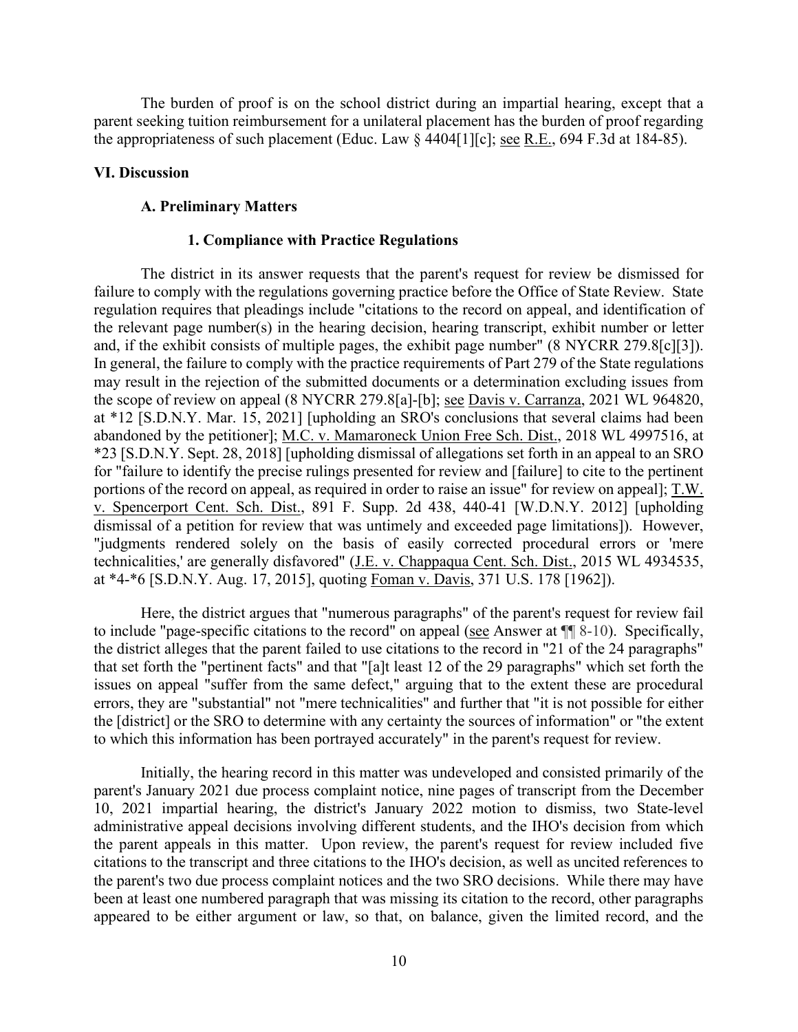The burden of proof is on the school district during an impartial hearing, except that a parent seeking tuition reimbursement for a unilateral placement has the burden of proof regarding the appropriateness of such placement (Educ. Law § 4404[1][c]; see R.E., 694 F.3d at 184-85).

## VI. Discussion

### A. Preliminary Matters

#### 1. Compliance with Practice Regulations

The district in its answer requests that the parent's request for review be dismissed for failure to comply with the regulations governing practice before the Office of State Review. State regulation requires that pleadings include "citations to the record on appeal, and identification of the relevant page number(s) in the hearing decision, hearing transcript, exhibit number or letter and, if the exhibit consists of multiple pages, the exhibit page number" (8 NYCRR 279.8[c][3]). In general, the failure to comply with the practice requirements of Part 279 of the State regulations may result in the rejection of the submitted documents or a determination excluding issues from the scope of review on appeal (8 NYCRR 279.8[a]-[b]; see Davis v. Carranza, 2021 WL 964820, at *12 [S.D.N.Y. Mar. 15, 2021] [upholding an SRO's conclusions that several claims had been abandoned by the petitioner]; M.C. v. Mamaroneck Union Free Sch. Dist., 2018 WL 4997516, at *23 [S.D.N.Y. Sept. 28, 2018] [upholding dismissal of allegations set forth in an appeal to an SRO for "failure to identify the precise rulings presented for review and [failure] to cite to the pertinent portions of the record on appeal, as required in order to raise an issue" for review on appeal]; T.W. v. Spencerport Cent. Sch. Dist., 891 F. Supp. 2d 438, 440-41 [W.D.N.Y. 2012] [upholding dismissal of a petition for review that was untimely and exceeded page limitations]). However, "judgments rendered solely on the basis of easily corrected procedural errors or 'mere technicalities,' are generally disfavored" (J.E. v. Chappaqua Cent. Sch. Dist., 2015 WL 4934535, at *4-*6 [S.D.N.Y. Aug. 17, 2015], quoting Foman v. Davis, 371 U.S. 178 [1962]).

Here, the district argues that "numerous paragraphs" of the parent's request for review fail to include "page-specific citations to the record" on appeal (see Answer at ¶¶ 8-10). Specifically, the district alleges that the parent failed to use citations to the record in "21 of the 24 paragraphs" that set forth the "pertinent facts" and that "[a]t least 12 of the 29 paragraphs" which set forth the issues on appeal "suffer from the same defect," arguing that to the extent these are procedural errors, they are "substantial" not "mere technicalities" and further that "it is not possible for either the [district] or the SRO to determine with any certainty the sources of information" or "the extent to which this information has been portrayed accurately" in the parent's request for review.

Initially, the hearing record in this matter was undeveloped and consisted primarily of the parent's January 2021 due process complaint notice, nine pages of transcript from the December 10, 2021 impartial hearing, the district's January 2022 motion to dismiss, two State-level administrative appeal decisions involving different students, and the IHO's decision from which the parent appeals in this matter. Upon review, the parent's request for review included five citations to the transcript and three citations to the IHO's decision, as well as uncited references to the parent's two due process complaint notices and the two SRO decisions. While there may have been at least one numbered paragraph that was missing its citation to the record, other paragraphs appeared to be either argument or law, so that, on balance, given the limited record, and the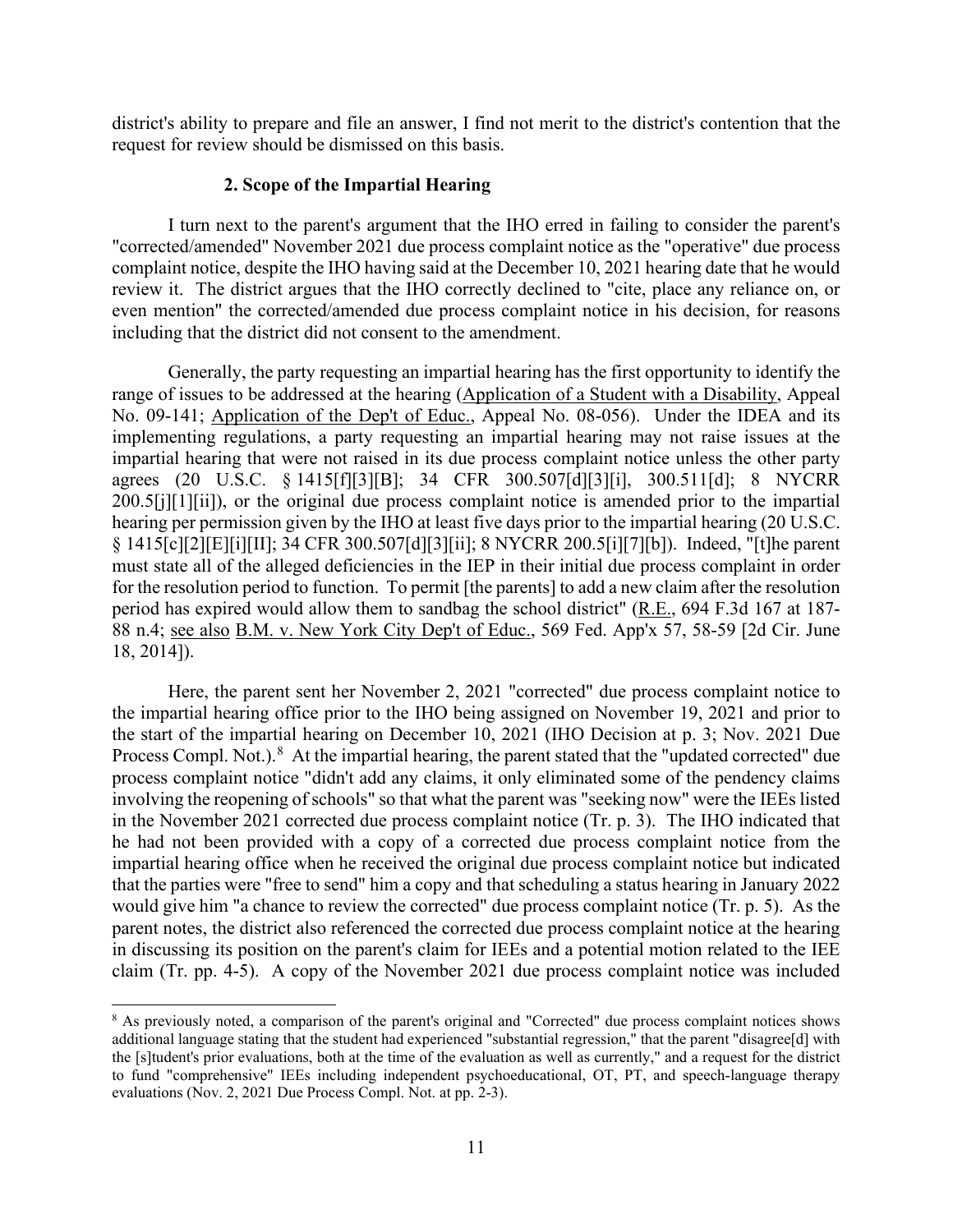district's ability to prepare and file an answer, I find not merit to the district's contention that the request for review should be dismissed on this basis.

### 2. Scope of the Impartial Hearing

I turn next to the parent's argument that the IHO erred in failing to consider the parent's "corrected/amended" November 2021 due process complaint notice as the "operative" due process complaint notice, despite the IHO having said at the December 10, 2021 hearing date that he would review it. The district argues that the IHO correctly declined to "cite, place any reliance on, or even mention" the corrected/amended due process complaint notice in his decision, for reasons including that the district did not consent to the amendment.

Generally, the party requesting an impartial hearing has the first opportunity to identify the range of issues to be addressed at the hearing (Application of a Student with a Disability, Appeal No. 09-141; Application of the Dep't of Educ., Appeal No. 08-056). Under the IDEA and its implementing regulations, a party requesting an impartial hearing may not raise issues at the impartial hearing that were not raised in its due process complaint notice unless the other party agrees (20 U.S.C. § 1415[f][3][B]; 34 CFR 300.507[d][3][i], 300.511[d]; 8 NYCRR 200.5[j][1][ii]), or the original due process complaint notice is amended prior to the impartial hearing per permission given by the IHO at least five days prior to the impartial hearing (20 U.S.C. § 1415[c][2][E][i][II]; 34 CFR 300.507[d][3][ii]; 8 NYCRR 200.5[i][7][b]). Indeed, "[t]he parent must state all of the alleged deficiencies in the IEP in their initial due process complaint in order for the resolution period to function. To permit [the parents] to add a new claim after the resolution period has expired would allow them to sandbag the school district" (R.E., 694 F.3d 167 at 187-88 n.4; see also B.M. v. New York City Dep't of Educ., 569 Fed. App'x 57, 58-59 [2d Cir. June 18, 2014]).

Here, the parent sent her November 2, 2021 "corrected" due process complaint notice to the impartial hearing office prior to the IHO being assigned on November 19, 2021 and prior to the start of the impartial hearing on December 10, 2021 (IHO Decision at p. 3; Nov. 2021 Due Process Compl. Not.).[8] At the impartial hearing, the parent stated that the "updated corrected" due process complaint notice "didn't add any claims, it only eliminated some of the pendency claims involving the reopening of schools" so that what the parent was "seeking now" were the IEEs listed in the November 2021 corrected due process complaint notice (Tr. p. 3). The IHO indicated that he had not been provided with a copy of a corrected due process complaint notice from the impartial hearing office when he received the original due process complaint notice but indicated that the parties were "free to send" him a copy and that scheduling a status hearing in January 2022 would give him "a chance to review the corrected" due process complaint notice (Tr. p. 5). As the parent notes, the district also referenced the corrected due process complaint notice at the hearing in discussing its position on the parent's claim for IEEs and a potential motion related to the IEE claim (Tr. pp. 4-5). A copy of the November 2021 due process complaint notice was included

[8] As previously noted, a comparison of the parent's original and "Corrected" due process complaint notices shows additional language stating that the student had experienced "substantial regression," that the parent "disagree[d] with the [s]tudent's prior evaluations, both at the time of the evaluation as well as currently," and a request for the district to fund "comprehensive" IEEs including independent psychoeducational, OT, PT, and speech-language therapy evaluations (Nov. 2, 2021 Due Process Compl. Not. at pp. 2-3).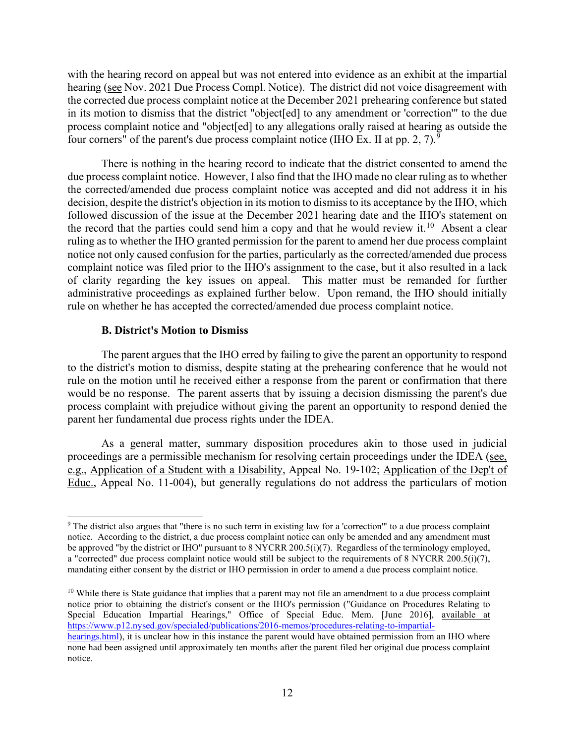with the hearing record on appeal but was not entered into evidence as an exhibit at the impartial hearing (see Nov. 2021 Due Process Compl. Notice). The district did not voice disagreement with the corrected due process complaint notice at the December 2021 prehearing conference but stated in its motion to dismiss that the district "object[ed] to any amendment or 'correction'" to the due process complaint notice and "object[ed] to any allegations orally raised at hearing as outside the four corners" of the parent's due process complaint notice (IHO Ex. II at pp. 2, 7).[9]

There is nothing in the hearing record to indicate that the district consented to amend the due process complaint notice. However, I also find that the IHO made no clear ruling as to whether the corrected/amended due process complaint notice was accepted and did not address it in his decision, despite the district's objection in its motion to dismiss to its acceptance by the IHO, which followed discussion of the issue at the December 2021 hearing date and the IHO's statement on the record that the parties could send him a copy and that he would review it.[10] Absent a clear ruling as to whether the IHO granted permission for the parent to amend her due process complaint notice not only caused confusion for the parties, particularly as the corrected/amended due process complaint notice was filed prior to the IHO's assignment to the case, but it also resulted in a lack of clarity regarding the key issues on appeal. This matter must be remanded for further administrative proceedings as explained further below. Upon remand, the IHO should initially rule on whether he has accepted the corrected/amended due process complaint notice.

#### B. District's Motion to Dismiss

The parent argues that the IHO erred by failing to give the parent an opportunity to respond to the district's motion to dismiss, despite stating at the prehearing conference that he would not rule on the motion until he received either a response from the parent or confirmation that there would be no response. The parent asserts that by issuing a decision dismissing the parent's due process complaint with prejudice without giving the parent an opportunity to respond denied the parent her fundamental due process rights under the IDEA.

As a general matter, summary disposition procedures akin to those used in judicial proceedings are a permissible mechanism for resolving certain proceedings under the IDEA (see, e.g., Application of a Student with a Disability, Appeal No. 19-102; Application of the Dep't of Educ., Appeal No. 11-004), but generally regulations do not address the particulars of motion

---

[9] The district also argues that "there is no such term in existing law for a 'correction'" to a due process complaint notice. According to the district, a due process complaint notice can only be amended and any amendment must be approved "by the district or IHO" pursuant to 8 NYCRR 200.5(i)(7). Regardless of the terminology employed, a "corrected" due process complaint notice would still be subject to the requirements of 8 NYCRR 200.5(i)(7), mandating either consent by the district or IHO permission in order to amend a due process complaint notice.

[10] While there is State guidance that implies that a parent may not file an amendment to a due process complaint notice prior to obtaining the district's consent or the IHO's permission ("Guidance on Procedures Relating to Special Education Impartial Hearings," Office of Special Educ. Mem. [June 2016], available at https://www.p12.nysed.gov/specialed/publications/2016-memos/procedures-relating-to-impartial-hearings.html), it is unclear how in this instance the parent would have obtained permission from an IHO where none had been assigned until approximately ten months after the parent filed her original due process complaint notice.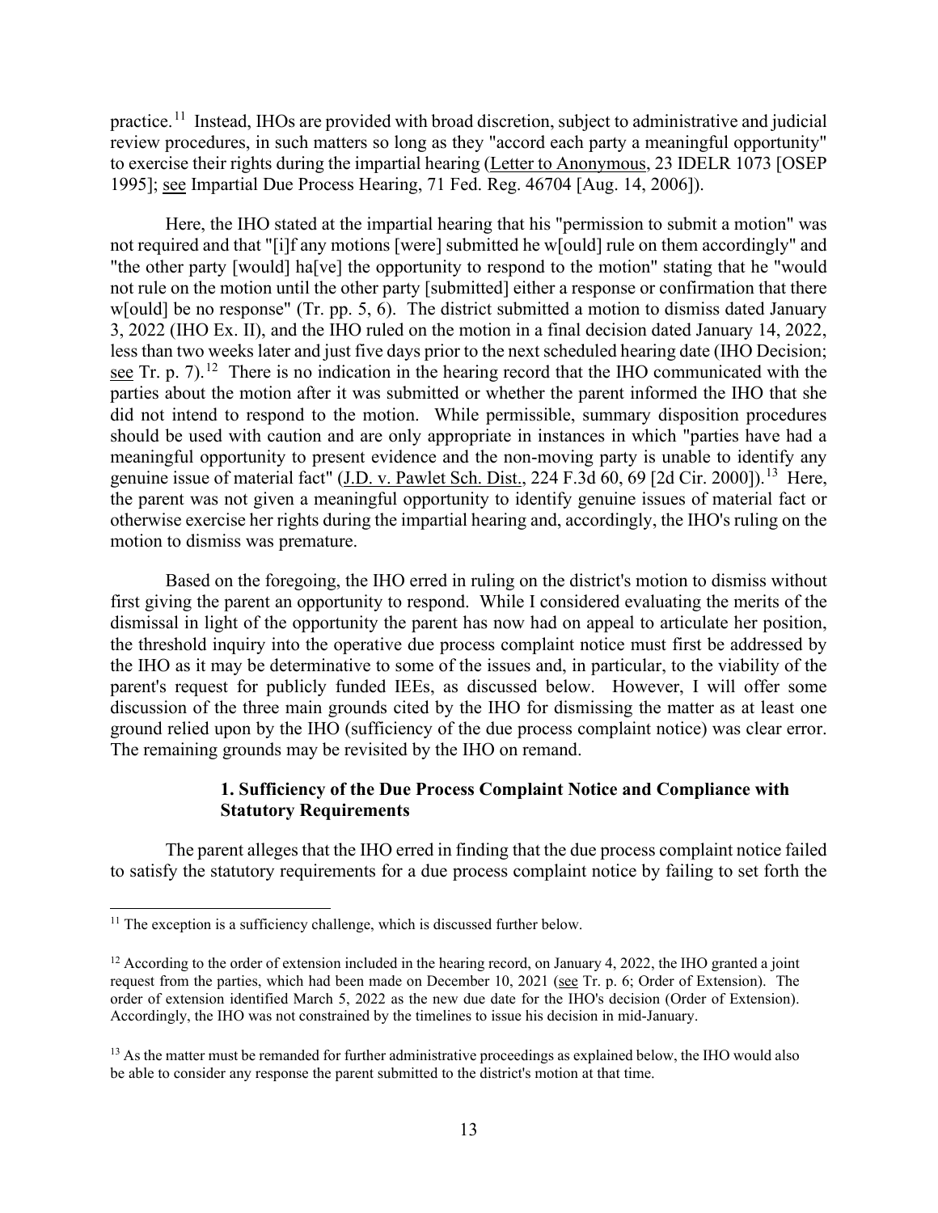practice.[11] Instead, IHOs are provided with broad discretion, subject to administrative and judicial review procedures, in such matters so long as they "accord each party a meaningful opportunity" to exercise their rights during the impartial hearing (Letter to Anonymous, 23 IDELR 1073 [OSEP 1995]; see Impartial Due Process Hearing, 71 Fed. Reg. 46704 [Aug. 14, 2006]).

Here, the IHO stated at the impartial hearing that his "permission to submit a motion" was not required and that "[i]f any motions [were] submitted he w[ould] rule on them accordingly" and "the other party [would] ha[ve] the opportunity to respond to the motion" stating that he "would not rule on the motion until the other party [submitted] either a response or confirmation that there w[ould] be no response" (Tr. pp. 5, 6). The district submitted a motion to dismiss dated January 3, 2022 (IHO Ex. II), and the IHO ruled on the motion in a final decision dated January 14, 2022, less than two weeks later and just five days prior to the next scheduled hearing date (IHO Decision; see Tr. p. 7).[12] There is no indication in the hearing record that the IHO communicated with the parties about the motion after it was submitted or whether the parent informed the IHO that she did not intend to respond to the motion. While permissible, summary disposition procedures should be used with caution and are only appropriate in instances in which "parties have had a meaningful opportunity to present evidence and the non-moving party is unable to identify any genuine issue of material fact" (J.D. v. Pawlet Sch. Dist., 224 F.3d 60, 69 [2d Cir. 2000]).[13] Here, the parent was not given a meaningful opportunity to identify genuine issues of material fact or otherwise exercise her rights during the impartial hearing and, accordingly, the IHO's ruling on the motion to dismiss was premature.

Based on the foregoing, the IHO erred in ruling on the district's motion to dismiss without first giving the parent an opportunity to respond. While I considered evaluating the merits of the dismissal in light of the opportunity the parent has now had on appeal to articulate her position, the threshold inquiry into the operative due process complaint notice must first be addressed by the IHO as it may be determinative to some of the issues and, in particular, to the viability of the parent's request for publicly funded IEEs, as discussed below. However, I will offer some discussion of the three main grounds cited by the IHO for dismissing the matter as at least one ground relied upon by the IHO (sufficiency of the due process complaint notice) was clear error. The remaining grounds may be revisited by the IHO on remand.

### 1. Sufficiency of the Due Process Complaint Notice and Compliance with Statutory Requirements

The parent alleges that the IHO erred in finding that the due process complaint notice failed to satisfy the statutory requirements for a due process complaint notice by failing to set forth the

---

[11] The exception is a sufficiency challenge, which is discussed further below.

[12] According to the order of extension included in the hearing record, on January 4, 2022, the IHO granted a joint request from the parties, which had been made on December 10, 2021 (see Tr. p. 6; Order of Extension). The order of extension identified March 5, 2022 as the new due date for the IHO's decision (Order of Extension). Accordingly, the IHO was not constrained by the timelines to issue his decision in mid-January.

[13] As the matter must be remanded for further administrative proceedings as explained below, the IHO would also be able to consider any response the parent submitted to the district's motion at that time.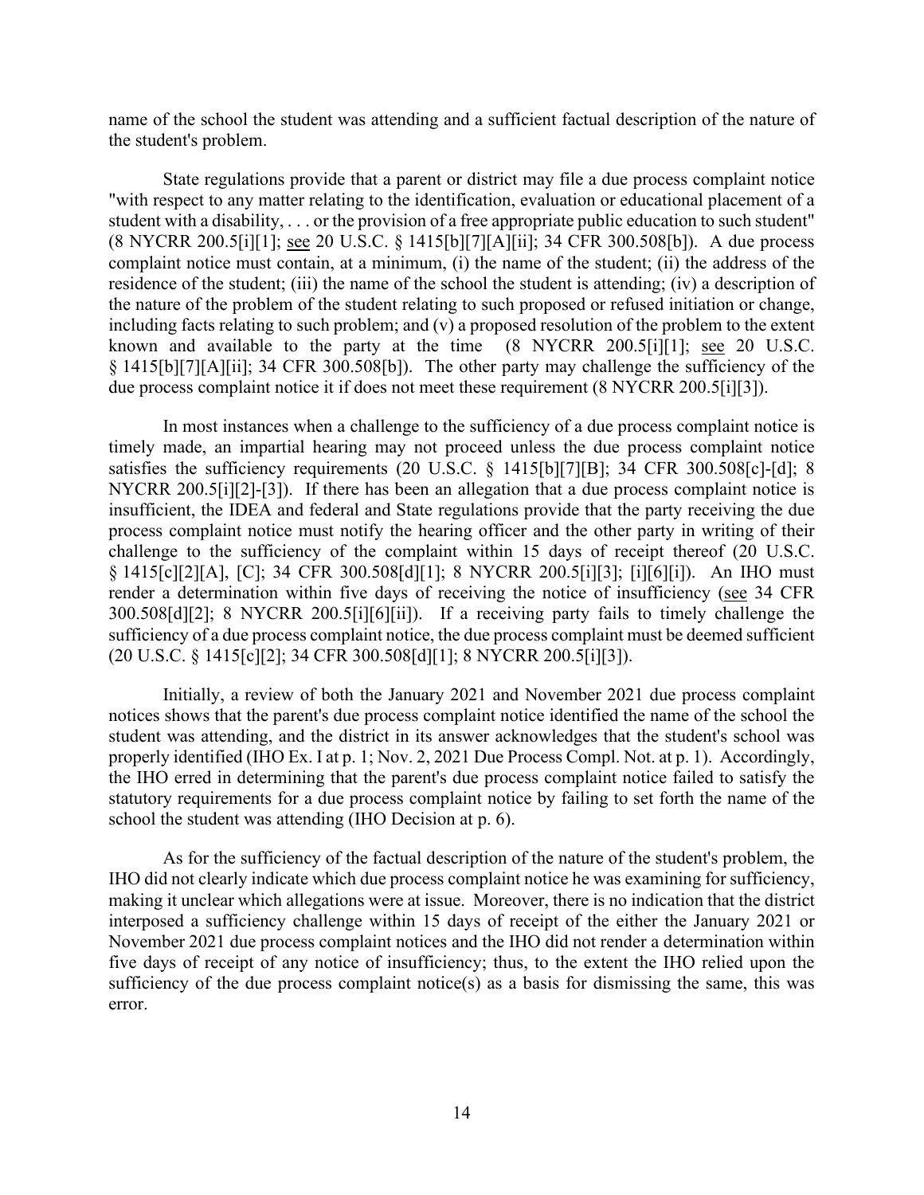name of the school the student was attending and a sufficient factual description of the nature of the student's problem.

State regulations provide that a parent or district may file a due process complaint notice "with respect to any matter relating to the identification, evaluation or educational placement of a student with a disability, . . . or the provision of a free appropriate public education to such student" (8 NYCRR 200.5[i][1]; see 20 U.S.C. § 1415[b][7][A][ii]; 34 CFR 300.508[b]). A due process complaint notice must contain, at a minimum, (i) the name of the student; (ii) the address of the residence of the student; (iii) the name of the school the student is attending; (iv) a description of the nature of the problem of the student relating to such proposed or refused initiation or change, including facts relating to such problem; and (v) a proposed resolution of the problem to the extent known and available to the party at the time (8 NYCRR 200.5[i][1]; see 20 U.S.C. § 1415[b][7][A][ii]; 34 CFR 300.508[b]). The other party may challenge the sufficiency of the due process complaint notice it if does not meet these requirement (8 NYCRR 200.5[i][3]).

In most instances when a challenge to the sufficiency of a due process complaint notice is timely made, an impartial hearing may not proceed unless the due process complaint notice satisfies the sufficiency requirements (20 U.S.C. § 1415[b][7][B]; 34 CFR 300.508[c]-[d]; 8 NYCRR 200.5[i][2]-[3]). If there has been an allegation that a due process complaint notice is insufficient, the IDEA and federal and State regulations provide that the party receiving the due process complaint notice must notify the hearing officer and the other party in writing of their challenge to the sufficiency of the complaint within 15 days of receipt thereof (20 U.S.C. § 1415[c][2][A], [C]; 34 CFR 300.508[d][1]; 8 NYCRR 200.5[i][3]; [i][6][i]). An IHO must render a determination within five days of receiving the notice of insufficiency (see 34 CFR 300.508[d][2]; 8 NYCRR 200.5[i][6][ii]). If a receiving party fails to timely challenge the sufficiency of a due process complaint notice, the due process complaint must be deemed sufficient (20 U.S.C. § 1415[c][2]; 34 CFR 300.508[d][1]; 8 NYCRR 200.5[i][3]).

Initially, a review of both the January 2021 and November 2021 due process complaint notices shows that the parent's due process complaint notice identified the name of the school the student was attending, and the district in its answer acknowledges that the student's school was properly identified (IHO Ex. I at p. 1; Nov. 2, 2021 Due Process Compl. Not. at p. 1). Accordingly, the IHO erred in determining that the parent's due process complaint notice failed to satisfy the statutory requirements for a due process complaint notice by failing to set forth the name of the school the student was attending (IHO Decision at p. 6).

As for the sufficiency of the factual description of the nature of the student's problem, the IHO did not clearly indicate which due process complaint notice he was examining for sufficiency, making it unclear which allegations were at issue. Moreover, there is no indication that the district interposed a sufficiency challenge within 15 days of receipt of the either the January 2021 or November 2021 due process complaint notices and the IHO did not render a determination within five days of receipt of any notice of insufficiency; thus, to the extent the IHO relied upon the sufficiency of the due process complaint notice(s) as a basis for dismissing the same, this was error.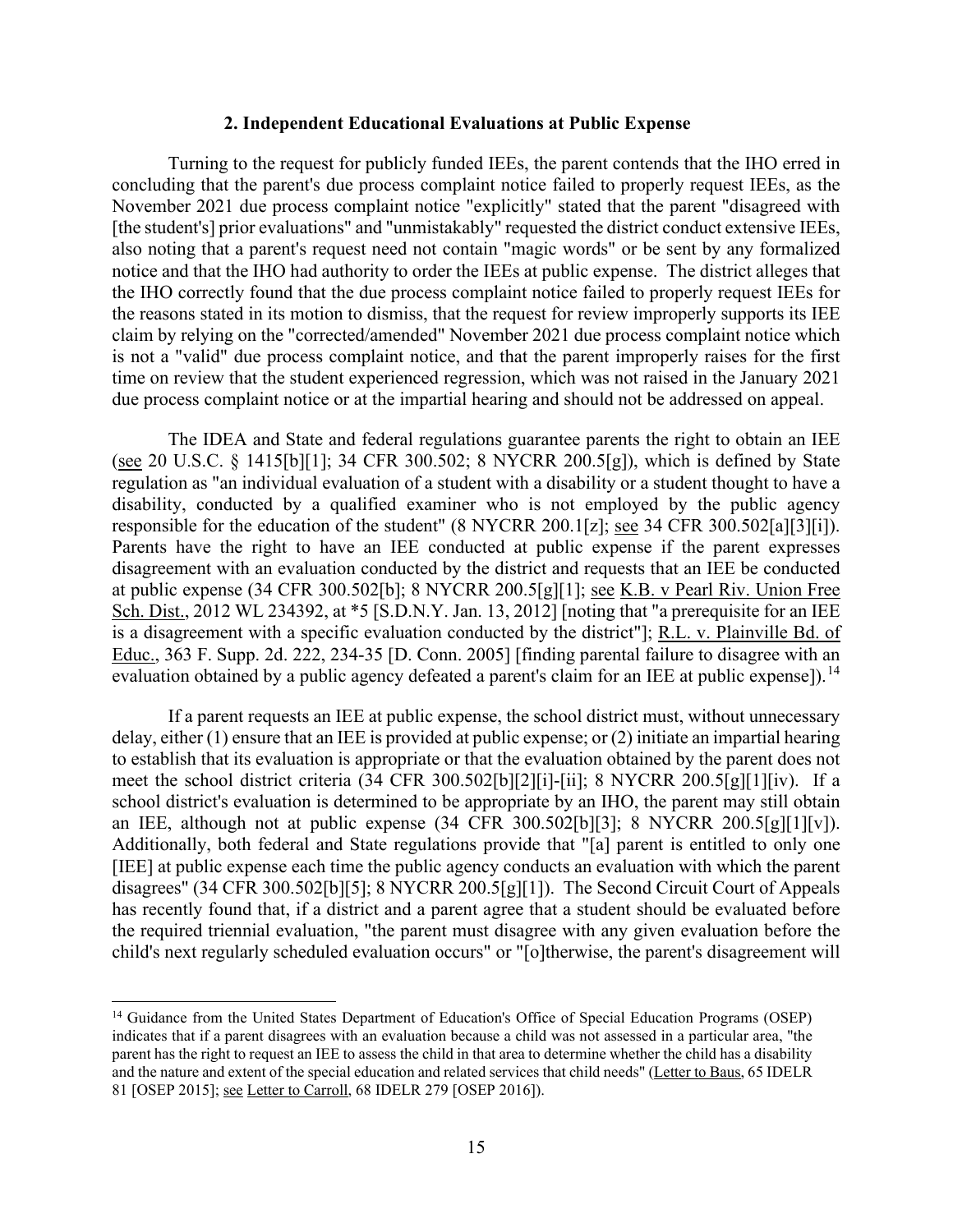### 2. Independent Educational Evaluations at Public Expense

Turning to the request for publicly funded IEEs, the parent contends that the IHO erred in concluding that the parent's due process complaint notice failed to properly request IEEs, as the November 2021 due process complaint notice "explicitly" stated that the parent "disagreed with [the student's] prior evaluations" and "unmistakably" requested the district conduct extensive IEEs, also noting that a parent's request need not contain "magic words" or be sent by any formalized notice and that the IHO had authority to order the IEEs at public expense. The district alleges that the IHO correctly found that the due process complaint notice failed to properly request IEEs for the reasons stated in its motion to dismiss, that the request for review improperly supports its IEE claim by relying on the "corrected/amended" November 2021 due process complaint notice which is not a "valid" due process complaint notice, and that the parent improperly raises for the first time on review that the student experienced regression, which was not raised in the January 2021 due process complaint notice or at the impartial hearing and should not be addressed on appeal.

The IDEA and State and federal regulations guarantee parents the right to obtain an IEE (see 20 U.S.C. § 1415[b][1]; 34 CFR 300.502; 8 NYCRR 200.5[g]), which is defined by State regulation as "an individual evaluation of a student with a disability or a student thought to have a disability, conducted by a qualified examiner who is not employed by the public agency responsible for the education of the student" (8 NYCRR 200.1[z]; see 34 CFR 300.502[a][3][i]). Parents have the right to have an IEE conducted at public expense if the parent expresses disagreement with an evaluation conducted by the district and requests that an IEE be conducted at public expense (34 CFR 300.502[b]; 8 NYCRR 200.5[g][1]; see K.B. v Pearl Riv. Union Free Sch. Dist., 2012 WL 234392, at *5 [S.D.N.Y. Jan. 13, 2012] [noting that "a prerequisite for an IEE is a disagreement with a specific evaluation conducted by the district"]; R.L. v. Plainville Bd. of Educ., 363 F. Supp. 2d. 222, 234-35 [D. Conn. 2005] [finding parental failure to disagree with an evaluation obtained by a public agency defeated a parent's claim for an IEE at public expense]).[14]

If a parent requests an IEE at public expense, the school district must, without unnecessary delay, either (1) ensure that an IEE is provided at public expense; or (2) initiate an impartial hearing to establish that its evaluation is appropriate or that the evaluation obtained by the parent does not meet the school district criteria (34 CFR 300.502[b][2][i]-[ii]; 8 NYCRR 200.5[g][1][iv). If a school district's evaluation is determined to be appropriate by an IHO, the parent may still obtain an IEE, although not at public expense (34 CFR 300.502[b][3]; 8 NYCRR 200.5[g][1][v]). Additionally, both federal and State regulations provide that "[a] parent is entitled to only one [IEE] at public expense each time the public agency conducts an evaluation with which the parent disagrees" (34 CFR 300.502[b][5]; 8 NYCRR 200.5[g][1]). The Second Circuit Court of Appeals has recently found that, if a district and a parent agree that a student should be evaluated before the required triennial evaluation, "the parent must disagree with any given evaluation before the child's next regularly scheduled evaluation occurs" or "[o]therwise, the parent's disagreement will

[14] Guidance from the United States Department of Education's Office of Special Education Programs (OSEP) indicates that if a parent disagrees with an evaluation because a child was not assessed in a particular area, "the parent has the right to request an IEE to assess the child in that area to determine whether the child has a disability and the nature and extent of the special education and related services that child needs" (Letter to Baus, 65 IDELR 81 [OSEP 2015]; see Letter to Carroll, 68 IDELR 279 [OSEP 2016]).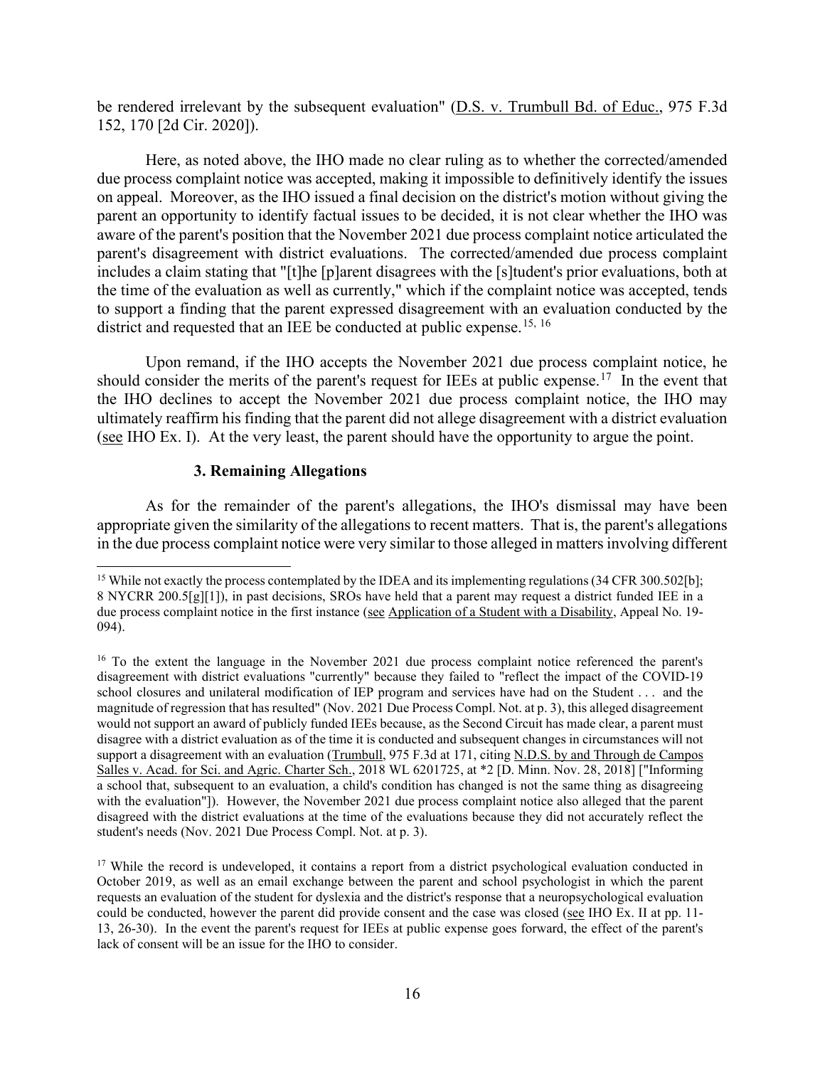be rendered irrelevant by the subsequent evaluation" (D.S. v. Trumbull Bd. of Educ., 975 F.3d 152, 170 [2d Cir. 2020]).

Here, as noted above, the IHO made no clear ruling as to whether the corrected/amended due process complaint notice was accepted, making it impossible to definitively identify the issues on appeal. Moreover, as the IHO issued a final decision on the district's motion without giving the parent an opportunity to identify factual issues to be decided, it is not clear whether the IHO was aware of the parent's position that the November 2021 due process complaint notice articulated the parent's disagreement with district evaluations. The corrected/amended due process complaint includes a claim stating that "[t]he [p]arent disagrees with the [s]tudent's prior evaluations, both at the time of the evaluation as well as currently," which if the complaint notice was accepted, tends to support a finding that the parent expressed disagreement with an evaluation conducted by the district and requested that an IEE be conducted at public expense.[15, 16]

Upon remand, if the IHO accepts the November 2021 due process complaint notice, he should consider the merits of the parent's request for IEEs at public expense.[17] In the event that the IHO declines to accept the November 2021 due process complaint notice, the IHO may ultimately reaffirm his finding that the parent did not allege disagreement with a district evaluation (see IHO Ex. I). At the very least, the parent should have the opportunity to argue the point.

### 3. Remaining Allegations

As for the remainder of the parent's allegations, the IHO's dismissal may have been appropriate given the similarity of the allegations to recent matters. That is, the parent's allegations in the due process complaint notice were very similar to those alleged in matters involving different

---

[15] While not exactly the process contemplated by the IDEA and its implementing regulations (34 CFR 300.502[b]; 8 NYCRR 200.5[g][1]), in past decisions, SROs have held that a parent may request a district funded IEE in a due process complaint notice in the first instance (see Application of a Student with a Disability, Appeal No. 19-094).

[16] To the extent the language in the November 2021 due process complaint notice referenced the parent's disagreement with district evaluations "currently" because they failed to "reflect the impact of the COVID-19 school closures and unilateral modification of IEP program and services have had on the Student . . . and the magnitude of regression that has resulted" (Nov. 2021 Due Process Compl. Not. at p. 3), this alleged disagreement would not support an award of publicly funded IEEs because, as the Second Circuit has made clear, a parent must disagree with a district evaluation as of the time it is conducted and subsequent changes in circumstances will not support a disagreement with an evaluation (Trumbull, 975 F.3d at 171, citing N.D.S. by and Through de Campos Salles v. Acad. for Sci. and Agric. Charter Sch., 2018 WL 6201725, at *2 [D. Minn. Nov. 28, 2018] ["Informing a school that, subsequent to an evaluation, a child's condition has changed is not the same thing as disagreeing with the evaluation"]). However, the November 2021 due process complaint notice also alleged that the parent disagreed with the district evaluations at the time of the evaluations because they did not accurately reflect the student's needs (Nov. 2021 Due Process Compl. Not. at p. 3).

[17] While the record is undeveloped, it contains a report from a district psychological evaluation conducted in October 2019, as well as an email exchange between the parent and school psychologist in which the parent requests an evaluation of the student for dyslexia and the district's response that a neuropsychological evaluation could be conducted, however the parent did provide consent and the case was closed (see IHO Ex. II at pp. 11-13, 26-30). In the event the parent's request for IEEs at public expense goes forward, the effect of the parent's lack of consent will be an issue for the IHO to consider.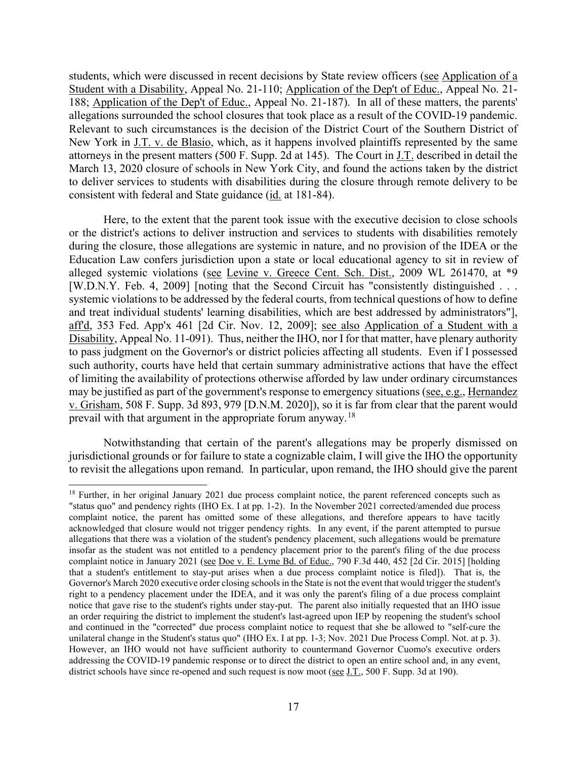students, which were discussed in recent decisions by State review officers (see Application of a Student with a Disability, Appeal No. 21-110; Application of the Dep't of Educ., Appeal No. 21-188; Application of the Dep't of Educ., Appeal No. 21-187). In all of these matters, the parents' allegations surrounded the school closures that took place as a result of the COVID-19 pandemic. Relevant to such circumstances is the decision of the District Court of the Southern District of New York in J.T. v. de Blasio, which, as it happens involved plaintiffs represented by the same attorneys in the present matters (500 F. Supp. 2d at 145). The Court in J.T. described in detail the March 13, 2020 closure of schools in New York City, and found the actions taken by the district to deliver services to students with disabilities during the closure through remote delivery to be consistent with federal and State guidance (id. at 181-84).

Here, to the extent that the parent took issue with the executive decision to close schools or the district's actions to deliver instruction and services to students with disabilities remotely during the closure, those allegations are systemic in nature, and no provision of the IDEA or the Education Law confers jurisdiction upon a state or local educational agency to sit in review of alleged systemic violations (see Levine v. Greece Cent. Sch. Dist., 2009 WL 261470, at *9 [W.D.N.Y. Feb. 4, 2009] [noting that the Second Circuit has "consistently distinguished . . . systemic violations to be addressed by the federal courts, from technical questions of how to define and treat individual students' learning disabilities, which are best addressed by administrators"], aff'd, 353 Fed. App'x 461 [2d Cir. Nov. 12, 2009]; see also Application of a Student with a Disability, Appeal No. 11-091). Thus, neither the IHO, nor I for that matter, have plenary authority to pass judgment on the Governor's or district policies affecting all students. Even if I possessed such authority, courts have held that certain summary administrative actions that have the effect of limiting the availability of protections otherwise afforded by law under ordinary circumstances may be justified as part of the government's response to emergency situations (see, e.g., Hernandez v. Grisham, 508 F. Supp. 3d 893, 979 [D.N.M. 2020]), so it is far from clear that the parent would prevail with that argument in the appropriate forum anyway.[18]

Notwithstanding that certain of the parent's allegations may be properly dismissed on jurisdictional grounds or for failure to state a cognizable claim, I will give the IHO the opportunity to revisit the allegations upon remand. In particular, upon remand, the IHO should give the parent

[18] Further, in her original January 2021 due process complaint notice, the parent referenced concepts such as "status quo" and pendency rights (IHO Ex. I at pp. 1-2). In the November 2021 corrected/amended due process complaint notice, the parent has omitted some of these allegations, and therefore appears to have tacitly acknowledged that closure would not trigger pendency rights. In any event, if the parent attempted to pursue allegations that there was a violation of the student's pendency placement, such allegations would be premature insofar as the student was not entitled to a pendency placement prior to the parent's filing of the due process complaint notice in January 2021 (see Doe v. E. Lyme Bd. of Educ., 790 F.3d 440, 452 [2d Cir. 2015] [holding that a student's entitlement to stay-put arises when a due process complaint notice is filed]). That is, the Governor's March 2020 executive order closing schools in the State is not the event that would trigger the student's right to a pendency placement under the IDEA, and it was only the parent's filing of a due process complaint notice that gave rise to the student's rights under stay-put. The parent also initially requested that an IHO issue an order requiring the district to implement the student's last-agreed upon IEP by reopening the student's school and continued in the "corrected" due process complaint notice to request that she be allowed to "self-cure the unilateral change in the Student's status quo" (IHO Ex. I at pp. 1-3; Nov. 2021 Due Process Compl. Not. at p. 3). However, an IHO would not have sufficient authority to countermand Governor Cuomo's executive orders addressing the COVID-19 pandemic response or to direct the district to open an entire school and, in any event, district schools have since re-opened and such request is now moot (see J.T., 500 F. Supp. 3d at 190).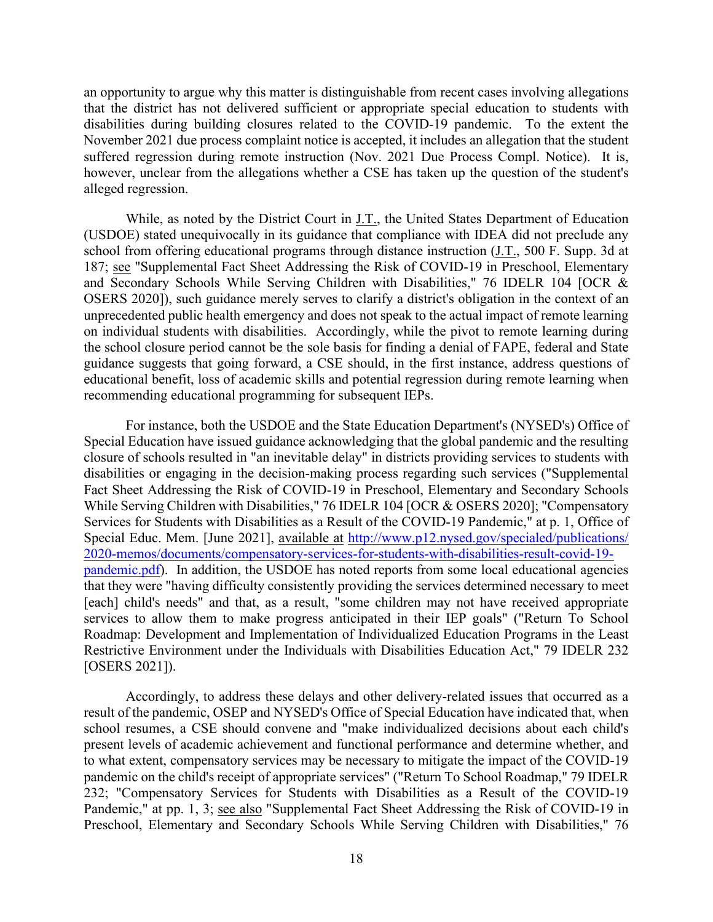an opportunity to argue why this matter is distinguishable from recent cases involving allegations that the district has not delivered sufficient or appropriate special education to students with disabilities during building closures related to the COVID-19 pandemic. To the extent the November 2021 due process complaint notice is accepted, it includes an allegation that the student suffered regression during remote instruction (Nov. 2021 Due Process Compl. Notice). It is, however, unclear from the allegations whether a CSE has taken up the question of the student's alleged regression.

While, as noted by the District Court in J.T., the United States Department of Education (USDOE) stated unequivocally in its guidance that compliance with IDEA did not preclude any school from offering educational programs through distance instruction (J.T., 500 F. Supp. 3d at 187; see "Supplemental Fact Sheet Addressing the Risk of COVID-19 in Preschool, Elementary and Secondary Schools While Serving Children with Disabilities," 76 IDELR 104 [OCR & OSERS 2020]), such guidance merely serves to clarify a district's obligation in the context of an unprecedented public health emergency and does not speak to the actual impact of remote learning on individual students with disabilities. Accordingly, while the pivot to remote learning during the school closure period cannot be the sole basis for finding a denial of FAPE, federal and State guidance suggests that going forward, a CSE should, in the first instance, address questions of educational benefit, loss of academic skills and potential regression during remote learning when recommending educational programming for subsequent IEPs.

For instance, both the USDOE and the State Education Department's (NYSED's) Office of Special Education have issued guidance acknowledging that the global pandemic and the resulting closure of schools resulted in "an inevitable delay" in districts providing services to students with disabilities or engaging in the decision-making process regarding such services ("Supplemental Fact Sheet Addressing the Risk of COVID-19 in Preschool, Elementary and Secondary Schools While Serving Children with Disabilities," 76 IDELR 104 [OCR & OSERS 2020]; "Compensatory Services for Students with Disabilities as a Result of the COVID-19 Pandemic," at p. 1, Office of Special Educ. Mem. [June 2021], available at http://www.p12.nysed.gov/specialed/publications/2020-memos/documents/compensatory-services-for-students-with-disabilities-result-covid-19-pandemic.pdf). In addition, the USDOE has noted reports from some local educational agencies that they were "having difficulty consistently providing the services determined necessary to meet [each] child's needs" and that, as a result, "some children may not have received appropriate services to allow them to make progress anticipated in their IEP goals" ("Return To School Roadmap: Development and Implementation of Individualized Education Programs in the Least Restrictive Environment under the Individuals with Disabilities Education Act," 79 IDELR 232 [OSERS 2021]).

Accordingly, to address these delays and other delivery-related issues that occurred as a result of the pandemic, OSEP and NYSED's Office of Special Education have indicated that, when school resumes, a CSE should convene and "make individualized decisions about each child's present levels of academic achievement and functional performance and determine whether, and to what extent, compensatory services may be necessary to mitigate the impact of the COVID-19 pandemic on the child's receipt of appropriate services" ("Return To School Roadmap," 79 IDELR 232; "Compensatory Services for Students with Disabilities as a Result of the COVID-19 Pandemic," at pp. 1, 3; see also "Supplemental Fact Sheet Addressing the Risk of COVID-19 in Preschool, Elementary and Secondary Schools While Serving Children with Disabilities," 76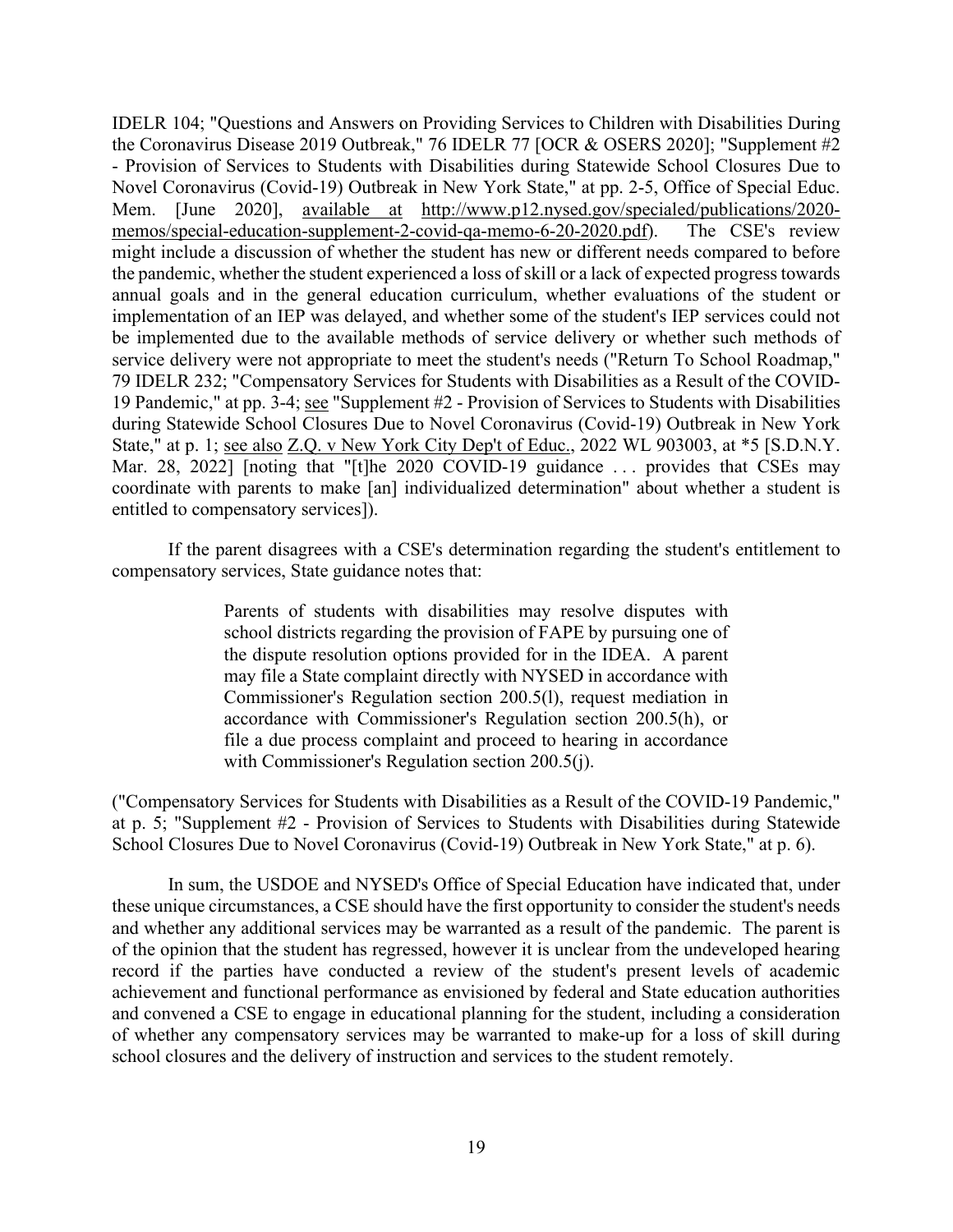IDELR 104; "Questions and Answers on Providing Services to Children with Disabilities During the Coronavirus Disease 2019 Outbreak," 76 IDELR 77 [OCR & OSERS 2020]; "Supplement #2 - Provision of Services to Students with Disabilities during Statewide School Closures Due to Novel Coronavirus (Covid-19) Outbreak in New York State," at pp. 2-5, Office of Special Educ. Mem. [June 2020], available at http://www.p12.nysed.gov/specialed/publications/2020-memos/special-education-supplement-2-covid-qa-memo-6-20-2020.pdf). The CSE's review might include a discussion of whether the student has new or different needs compared to before the pandemic, whether the student experienced a loss of skill or a lack of expected progress towards annual goals and in the general education curriculum, whether evaluations of the student or implementation of an IEP was delayed, and whether some of the student's IEP services could not be implemented due to the available methods of service delivery or whether such methods of service delivery were not appropriate to meet the student's needs ("Return To School Roadmap," 79 IDELR 232; "Compensatory Services for Students with Disabilities as a Result of the COVID-19 Pandemic," at pp. 3-4; see "Supplement #2 - Provision of Services to Students with Disabilities during Statewide School Closures Due to Novel Coronavirus (Covid-19) Outbreak in New York State," at p. 1; see also Z.Q. v New York City Dep't of Educ., 2022 WL 903003, at *5 [S.D.N.Y. Mar. 28, 2022] [noting that "[t]he 2020 COVID-19 guidance . . . provides that CSEs may coordinate with parents to make [an] individualized determination" about whether a student is entitled to compensatory services]).

If the parent disagrees with a CSE's determination regarding the student's entitlement to compensatory services, State guidance notes that:

> Parents of students with disabilities may resolve disputes with school districts regarding the provision of FAPE by pursuing one of the dispute resolution options provided for in the IDEA. A parent may file a State complaint directly with NYSED in accordance with Commissioner's Regulation section 200.5(l), request mediation in accordance with Commissioner's Regulation section 200.5(h), or file a due process complaint and proceed to hearing in accordance with Commissioner's Regulation section 200.5(j).

("Compensatory Services for Students with Disabilities as a Result of the COVID-19 Pandemic," at p. 5; "Supplement #2 - Provision of Services to Students with Disabilities during Statewide School Closures Due to Novel Coronavirus (Covid-19) Outbreak in New York State," at p. 6).

In sum, the USDOE and NYSED's Office of Special Education have indicated that, under these unique circumstances, a CSE should have the first opportunity to consider the student's needs and whether any additional services may be warranted as a result of the pandemic. The parent is of the opinion that the student has regressed, however it is unclear from the undeveloped hearing record if the parties have conducted a review of the student's present levels of academic achievement and functional performance as envisioned by federal and State education authorities and convened a CSE to engage in educational planning for the student, including a consideration of whether any compensatory services may be warranted to make-up for a loss of skill during school closures and the delivery of instruction and services to the student remotely.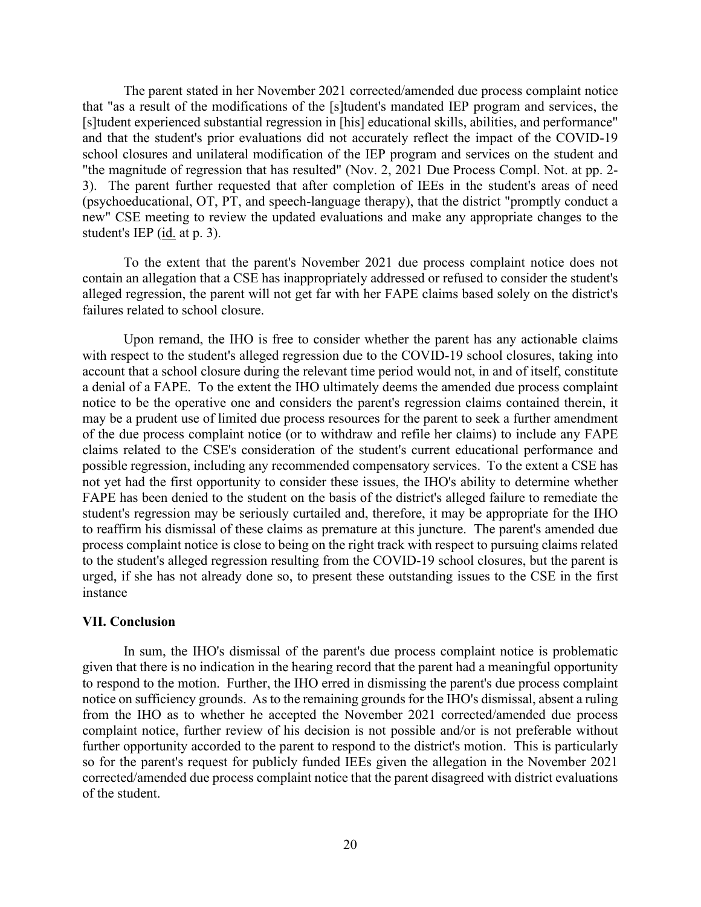The parent stated in her November 2021 corrected/amended due process complaint notice that "as a result of the modifications of the [s]tudent's mandated IEP program and services, the [s]tudent experienced substantial regression in [his] educational skills, abilities, and performance" and that the student's prior evaluations did not accurately reflect the impact of the COVID-19 school closures and unilateral modification of the IEP program and services on the student and "the magnitude of regression that has resulted" (Nov. 2, 2021 Due Process Compl. Not. at pp. 2-3). The parent further requested that after completion of IEEs in the student's areas of need (psychoeducational, OT, PT, and speech-language therapy), that the district "promptly conduct a new" CSE meeting to review the updated evaluations and make any appropriate changes to the student's IEP (id. at p. 3).

To the extent that the parent's November 2021 due process complaint notice does not contain an allegation that a CSE has inappropriately addressed or refused to consider the student's alleged regression, the parent will not get far with her FAPE claims based solely on the district's failures related to school closure.

Upon remand, the IHO is free to consider whether the parent has any actionable claims with respect to the student's alleged regression due to the COVID-19 school closures, taking into account that a school closure during the relevant time period would not, in and of itself, constitute a denial of a FAPE. To the extent the IHO ultimately deems the amended due process complaint notice to be the operative one and considers the parent's regression claims contained therein, it may be a prudent use of limited due process resources for the parent to seek a further amendment of the due process complaint notice (or to withdraw and refile her claims) to include any FAPE claims related to the CSE's consideration of the student's current educational performance and possible regression, including any recommended compensatory services. To the extent a CSE has not yet had the first opportunity to consider these issues, the IHO's ability to determine whether FAPE has been denied to the student on the basis of the district's alleged failure to remediate the student's regression may be seriously curtailed and, therefore, it may be appropriate for the IHO to reaffirm his dismissal of these claims as premature at this juncture. The parent's amended due process complaint notice is close to being on the right track with respect to pursuing claims related to the student's alleged regression resulting from the COVID-19 school closures, but the parent is urged, if she has not already done so, to present these outstanding issues to the CSE in the first instance

## VII. Conclusion

In sum, the IHO's dismissal of the parent's due process complaint notice is problematic given that there is no indication in the hearing record that the parent had a meaningful opportunity to respond to the motion. Further, the IHO erred in dismissing the parent's due process complaint notice on sufficiency grounds. As to the remaining grounds for the IHO's dismissal, absent a ruling from the IHO as to whether he accepted the November 2021 corrected/amended due process complaint notice, further review of his decision is not possible and/or is not preferable without further opportunity accorded to the parent to respond to the district's motion. This is particularly so for the parent's request for publicly funded IEEs given the allegation in the November 2021 corrected/amended due process complaint notice that the parent disagreed with district evaluations of the student.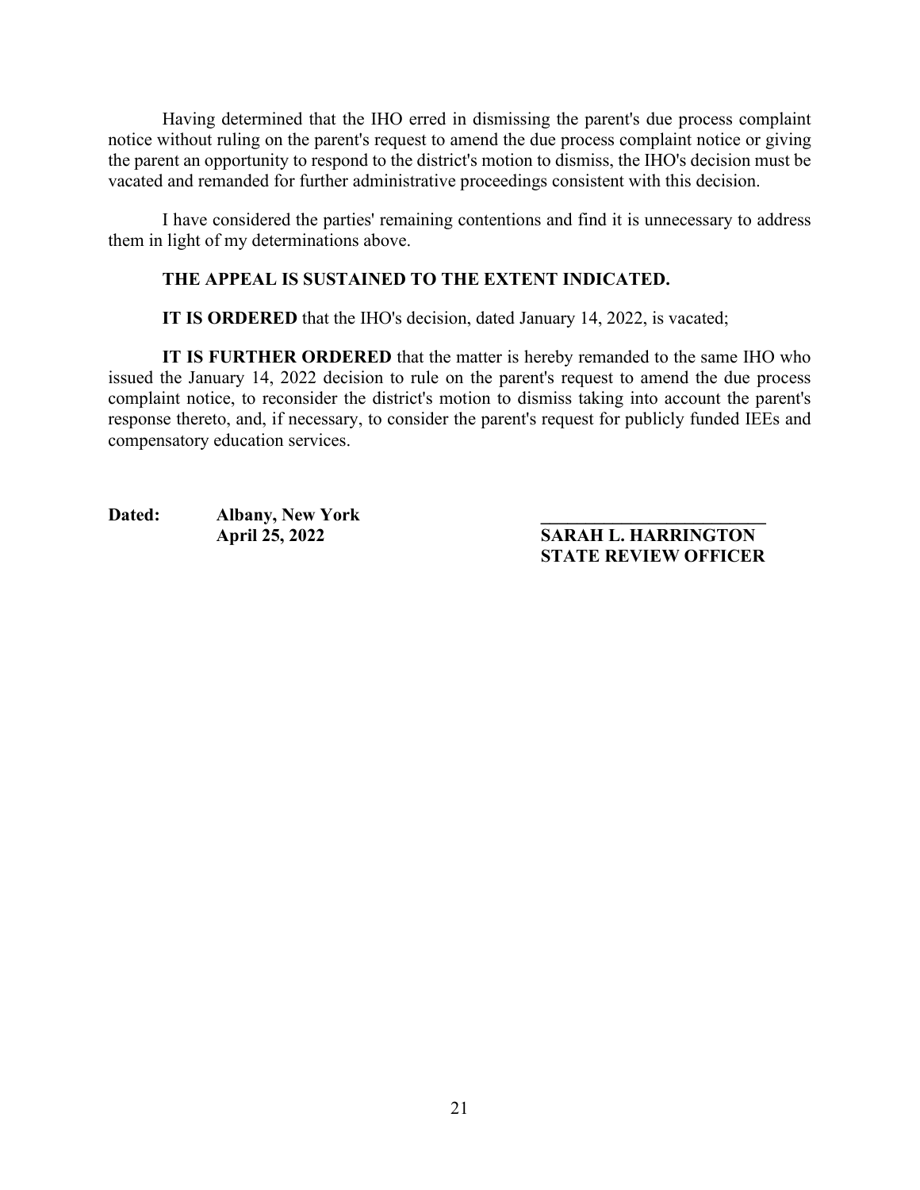Having determined that the IHO erred in dismissing the parent's due process complaint notice without ruling on the parent's request to amend the due process complaint notice or giving the parent an opportunity to respond to the district's motion to dismiss, the IHO's decision must be vacated and remanded for further administrative proceedings consistent with this decision.

I have considered the parties' remaining contentions and find it is unnecessary to address them in light of my determinations above.

**THE APPEAL IS SUSTAINED TO THE EXTENT INDICATED.**

**IT IS ORDERED** that the IHO's decision, dated January 14, 2022, is vacated;

**IT IS FURTHER ORDERED** that the matter is hereby remanded to the same IHO who issued the January 14, 2022 decision to rule on the parent's request to amend the due process complaint notice, to reconsider the district's motion to dismiss taking into account the parent's response thereto, and, if necessary, to consider the parent's request for publicly funded IEEs and compensatory education services.

**Dated: Albany, New York**
**April 25, 2022**

**SARAH L. HARRINGTON**
**STATE REVIEW OFFICER**